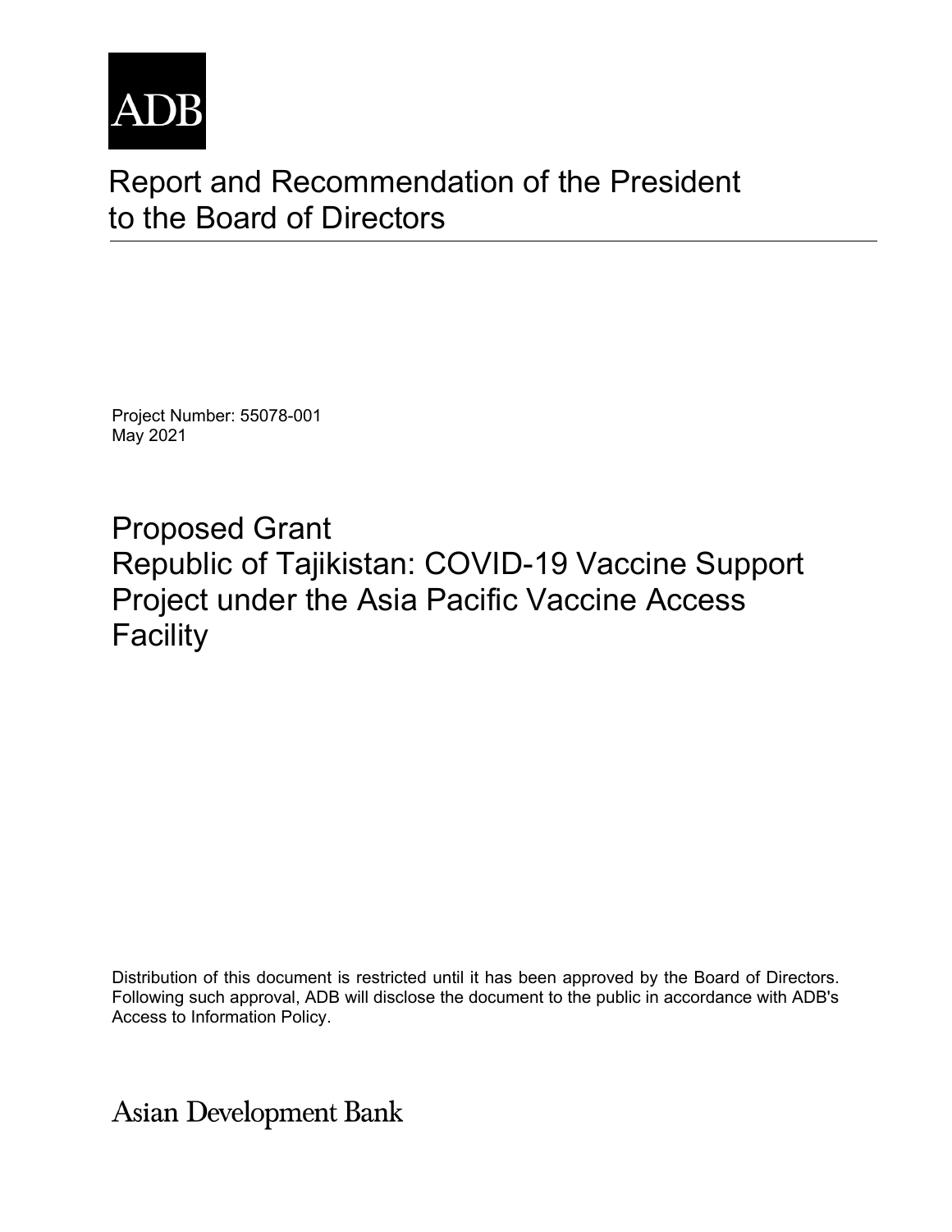ADB

# Report and Recommendation of the President to the Board of Directors

Project Number: 55078-001
May 2021

## Proposed Grant
## Republic of Tajikistan: COVID-19 Vaccine Support Project under the Asia Pacific Vaccine Access Facility

Distribution of this document is restricted until it has been approved by the Board of Directors. Following such approval, ADB will disclose the document to the public in accordance with ADB's Access to Information Policy.

Asian Development Bank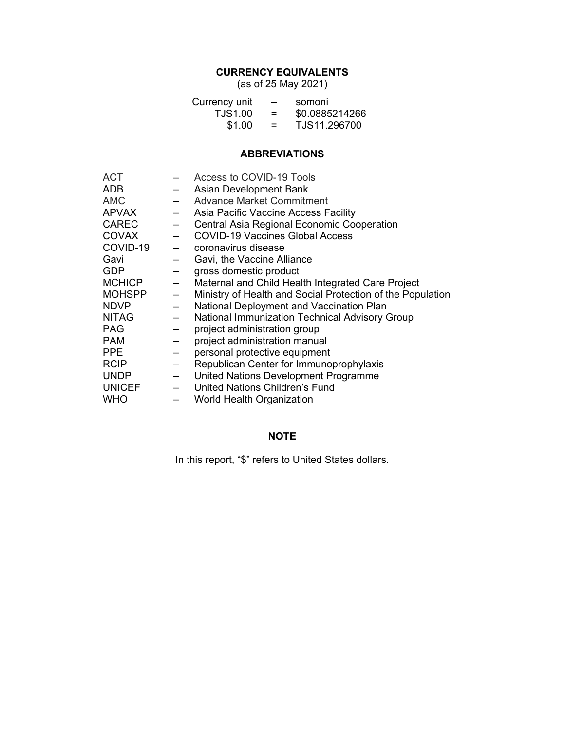## CURRENCY EQUIVALENTS

(as of 25 May 2021)

| | | |
|---|---|---|
| Currency unit | – | somoni |
| TJS1.00 | = | $0.0885214266 |
| $1.00 | = | TJS11.296700 |

## ABBREVIATIONS

| | | |
|---|---|---|
| ACT | – | Access to COVID-19 Tools |
| ADB | – | Asian Development Bank |
| AMC | – | Advance Market Commitment |
| APVAX | – | Asia Pacific Vaccine Access Facility |
| CAREC | – | Central Asia Regional Economic Cooperation |
| COVAX | – | COVID-19 Vaccines Global Access |
| COVID-19 | – | coronavirus disease |
| Gavi | – | Gavi, the Vaccine Alliance |
| GDP | – | gross domestic product |
| MCHICP | – | Maternal and Child Health Integrated Care Project |
| MOHSPP | – | Ministry of Health and Social Protection of the Population |
| NDVP | – | National Deployment and Vaccination Plan |
| NITAG | – | National Immunization Technical Advisory Group |
| PAG | – | project administration group |
| PAM | – | project administration manual |
| PPE | – | personal protective equipment |
| RCIP | – | Republican Center for Immunoprophylaxis |
| UNDP | – | United Nations Development Programme |
| UNICEF | – | United Nations Children's Fund |
| WHO | – | World Health Organization |

## NOTE

In this report, "$" refers to United States dollars.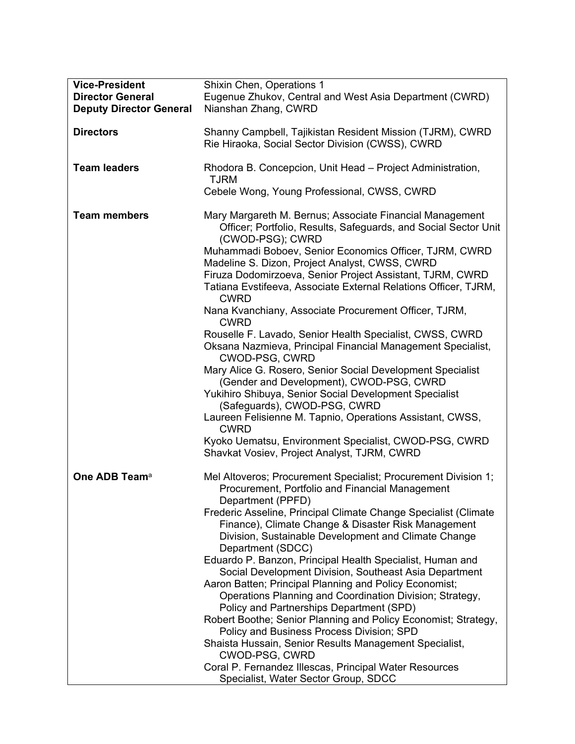| | |
|---|---|
| **Vice-President** | Shixin Chen, Operations 1 |
| **Director General** | Eugenue Zhukov, Central and West Asia Department (CWRD) |
| **Deputy Director General** | Nianshan Zhang, CWRD |
| **Directors** | Shanny Campbell, Tajikistan Resident Mission (TJRM), CWRD<br>Rie Hiraoka, Social Sector Division (CWSS), CWRD |
| **Team leaders** | Rhodora B. Concepcion, Unit Head – Project Administration, TJRM<br>Cebele Wong, Young Professional, CWSS, CWRD |
| **Team members** | Mary Margareth M. Bernus; Associate Financial Management Officer; Portfolio, Results, Safeguards, and Social Sector Unit (CWOD-PSG); CWRD<br>Muhammadi Boboev, Senior Economics Officer, TJRM, CWRD<br>Madeline S. Dizon, Project Analyst, CWSS, CWRD<br>Firuza Dodomirzoeva, Senior Project Assistant, TJRM, CWRD<br>Tatiana Evstifeeva, Associate External Relations Officer, TJRM, CWRD<br>Nana Kvanchiany, Associate Procurement Officer, TJRM, CWRD<br>Rouselle F. Lavado, Senior Health Specialist, CWSS, CWRD<br>Oksana Nazmieva, Principal Financial Management Specialist, CWOD-PSG, CWRD<br>Mary Alice G. Rosero, Senior Social Development Specialist (Gender and Development), CWOD-PSG, CWRD<br>Yukihiro Shibuya, Senior Social Development Specialist (Safeguards), CWOD-PSG, CWRD<br>Laureen Felisienne M. Tapnio, Operations Assistant, CWSS, CWRD<br>Kyoko Uematsu, Environment Specialist, CWOD-PSG, CWRD<br>Shavkat Vosiev, Project Analyst, TJRM, CWRD |
| **One ADB Team**[a] | Mel Altoveros; Procurement Specialist; Procurement Division 1; Procurement, Portfolio and Financial Management Department (PPFD)<br>Frederic Asseline, Principal Climate Change Specialist (Climate Finance), Climate Change & Disaster Risk Management Division, Sustainable Development and Climate Change Department (SDCC)<br>Eduardo P. Banzon, Principal Health Specialist, Human and Social Development Division, Southeast Asia Department<br>Aaron Batten; Principal Planning and Policy Economist; Operations Planning and Coordination Division; Strategy, Policy and Partnerships Department (SPD)<br>Robert Boothe; Senior Planning and Policy Economist; Strategy, Policy and Business Process Division; SPD<br>Shaista Hussain, Senior Results Management Specialist, CWOD-PSG, CWRD<br>Coral P. Fernandez Illescas, Principal Water Resources Specialist, Water Sector Group, SDCC |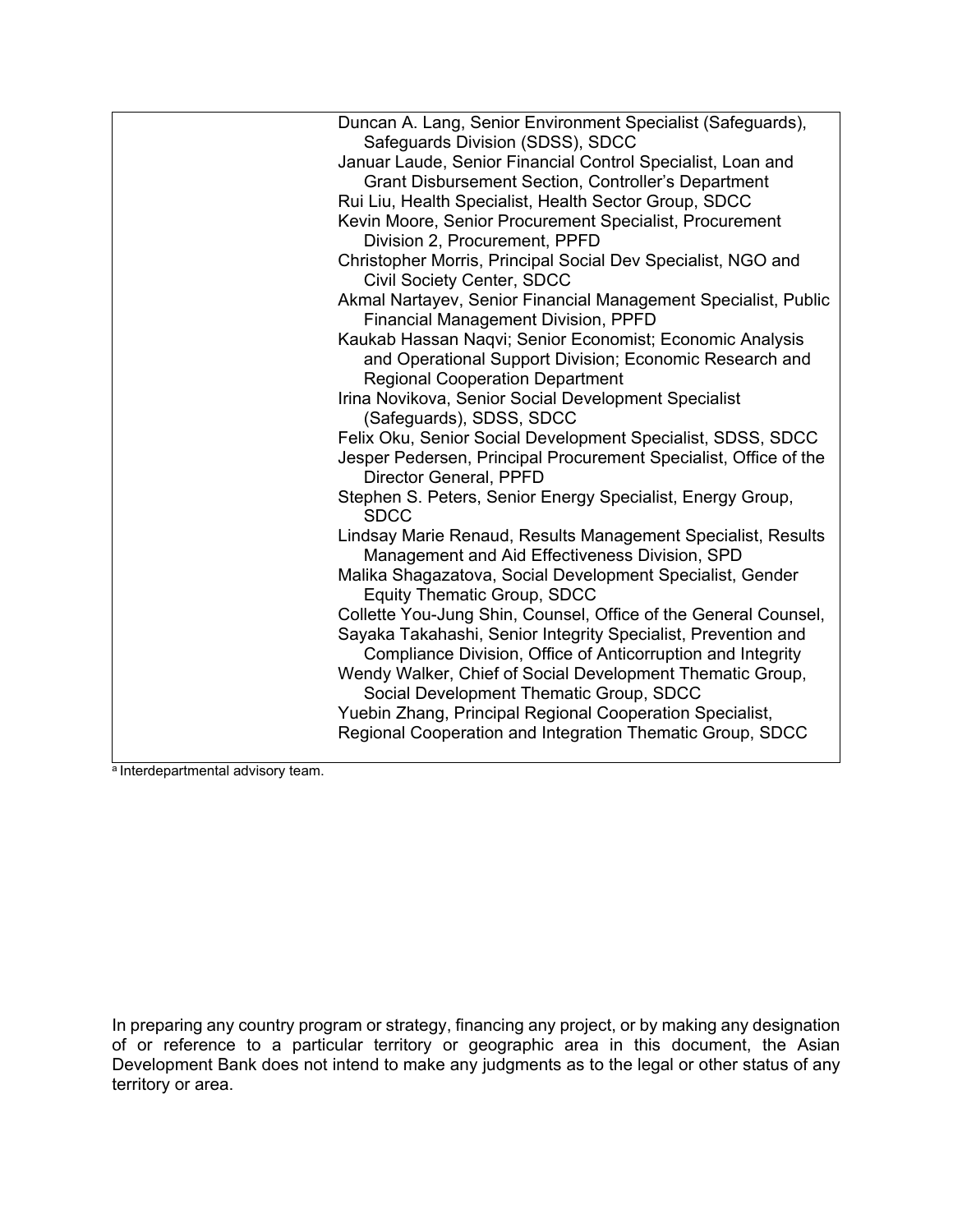| | |
|---|---|
| | Duncan A. Lang, Senior Environment Specialist (Safeguards), Safeguards Division (SDSS), SDCC<br>Januar Laude, Senior Financial Control Specialist, Loan and Grant Disbursement Section, Controller's Department<br>Rui Liu, Health Specialist, Health Sector Group, SDCC<br>Kevin Moore, Senior Procurement Specialist, Procurement Division 2, Procurement, PPFD<br>Christopher Morris, Principal Social Dev Specialist, NGO and Civil Society Center, SDCC<br>Akmal Nartayev, Senior Financial Management Specialist, Public Financial Management Division, PPFD<br>Kaukab Hassan Naqvi; Senior Economist; Economic Analysis and Operational Support Division; Economic Research and Regional Cooperation Department<br>Irina Novikova, Senior Social Development Specialist (Safeguards), SDSS, SDCC<br>Felix Oku, Senior Social Development Specialist, SDSS, SDCC<br>Jesper Pedersen, Principal Procurement Specialist, Office of the Director General, PPFD<br>Stephen S. Peters, Senior Energy Specialist, Energy Group, SDCC<br>Lindsay Marie Renaud, Results Management Specialist, Results Management and Aid Effectiveness Division, SPD<br>Malika Shagazatova, Social Development Specialist, Gender Equity Thematic Group, SDCC<br>Collette You-Jung Shin, Counsel, Office of the General Counsel,<br>Sayaka Takahashi, Senior Integrity Specialist, Prevention and Compliance Division, Office of Anticorruption and Integrity<br>Wendy Walker, Chief of Social Development Thematic Group, Social Development Thematic Group, SDCC<br>Yuebin Zhang, Principal Regional Cooperation Specialist, Regional Cooperation and Integration Thematic Group, SDCC |

[a] Interdepartmental advisory team.

In preparing any country program or strategy, financing any project, or by making any designation of or reference to a particular territory or geographic area in this document, the Asian Development Bank does not intend to make any judgments as to the legal or other status of any territory or area.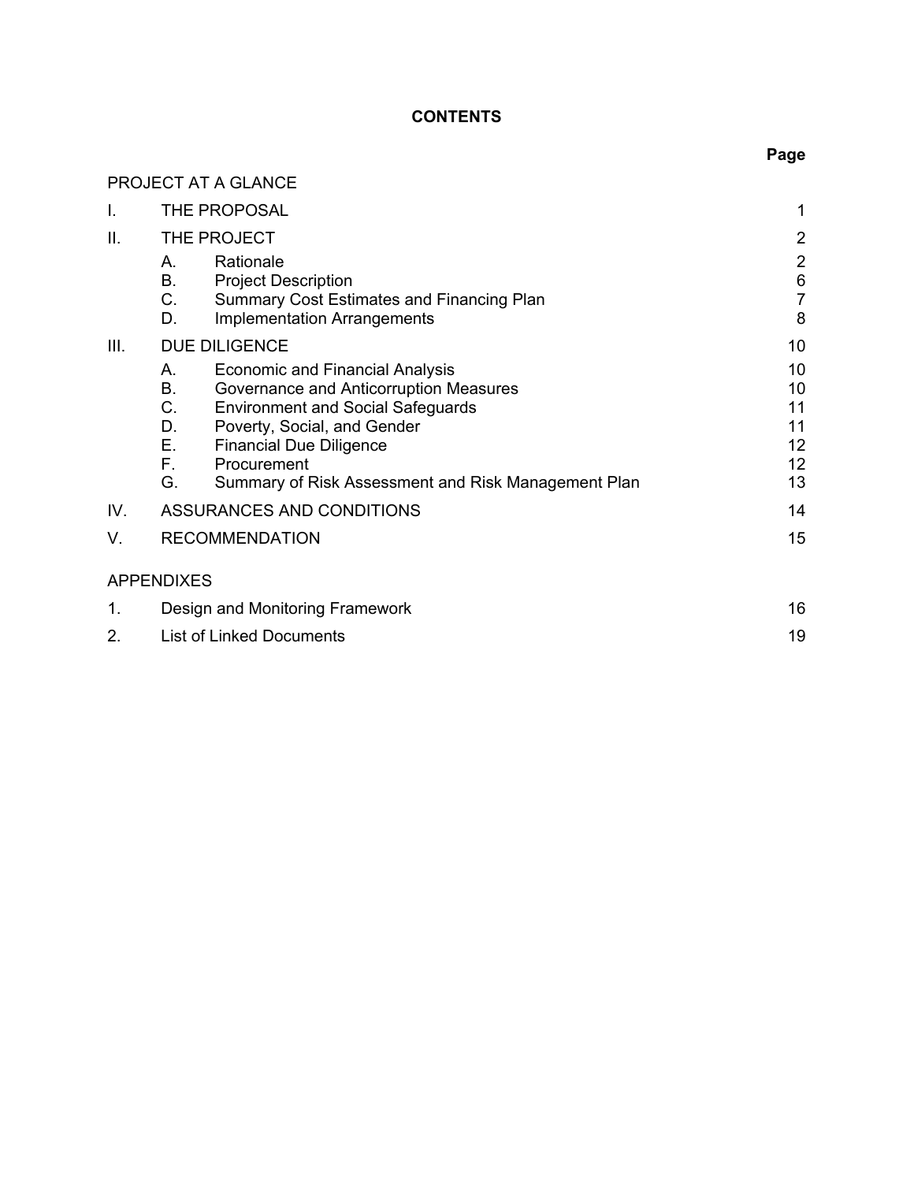# CONTENTS

| | | Page |
|---|---|---|
| PROJECT AT A GLANCE | | |
| I. | THE PROPOSAL | 1 |
| II. | THE PROJECT | 2 |
| | A. Rationale | 2 |
| | B. Project Description | 6 |
| | C. Summary Cost Estimates and Financing Plan | 7 |
| | D. Implementation Arrangements | 8 |
| III. | DUE DILIGENCE | 10 |
| | A. Economic and Financial Analysis | 10 |
| | B. Governance and Anticorruption Measures | 10 |
| | C. Environment and Social Safeguards | 11 |
| | D. Poverty, Social, and Gender | 11 |
| | E. Financial Due Diligence | 12 |
| | F. Procurement | 12 |
| | G. Summary of Risk Assessment and Risk Management Plan | 13 |
| IV. | ASSURANCES AND CONDITIONS | 14 |
| V. | RECOMMENDATION | 15 |
| APPENDIXES | | |
| 1. | Design and Monitoring Framework | 16 |
| 2. | List of Linked Documents | 19 |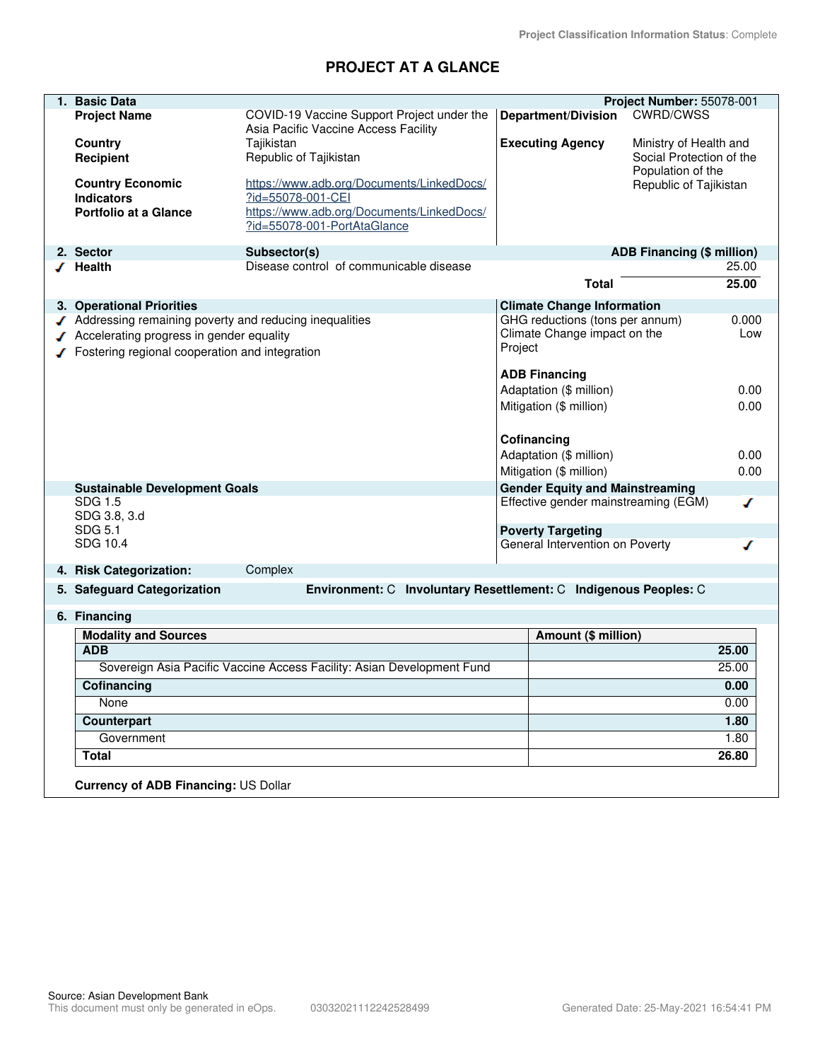Project Classification Information Status: Complete

# PROJECT AT A GLANCE

## 1. Basic Data

**Project Number:** 55078-001

| | | | |
|---|---|---|---|
| **Project Name** | COVID-19 Vaccine Support Project under the Asia Pacific Vaccine Access Facility | **Department/Division** | CWRD/CWSS |
| **Country** | Tajikistan | **Executing Agency** | Ministry of Health and Social Protection of the Population of the Republic of Tajikistan |
| **Recipient** | Republic of Tajikistan | | |
| **Country Economic Indicators** | https://www.adb.org/Documents/LinkedDocs/?id=55078-001-CEI | | |
| **Portfolio at a Glance** | https://www.adb.org/Documents/LinkedDocs/?id=55078-001-PortAtaGlance | | |

## 2. Sector

| Sector | Subsector(s) | ADB Financing ($ million) |
|---|---|---|
| ✓ **Health** | Disease control of communicable disease | 25.00 |
| | **Total** | **25.00** |

## 3. Operational Priorities

- ✓ Addressing remaining poverty and reducing inequalities
- ✓ Accelerating progress in gender equality
- ✓ Fostering regional cooperation and integration

**Climate Change Information**

| | |
|---|---|
| GHG reductions (tons per annum) | 0.000 |
| Climate Change impact on the Project | Low |

**ADB Financing**

| | |
|---|---|
| Adaptation ($ million) | 0.00 |
| Mitigation ($ million) | 0.00 |

**Cofinancing**

| | |
|---|---|
| Adaptation ($ million) | 0.00 |
| Mitigation ($ million) | 0.00 |

**Sustainable Development Goals**

SDG 1.5
SDG 3.8, 3.d
SDG 5.1
SDG 10.4

**Gender Equity and Mainstreaming**

Effective gender mainstreaming (EGM) ✓

**Poverty Targeting**

General Intervention on Poverty ✓

## 4. Risk Categorization: Complex

## 5. Safeguard Categorization

**Environment:** C **Involuntary Resettlement:** C **Indigenous Peoples:** C

## 6. Financing

| Modality and Sources | Amount ($ million) |
|---|---|
| **ADB** | **25.00** |
| Sovereign Asia Pacific Vaccine Access Facility: Asian Development Fund | 25.00 |
| **Cofinancing** | **0.00** |
| None | 0.00 |
| **Counterpart** | **1.80** |
| Government | 1.80 |
| **Total** | **26.80** |

**Currency of ADB Financing:** US Dollar

Source: Asian Development Bank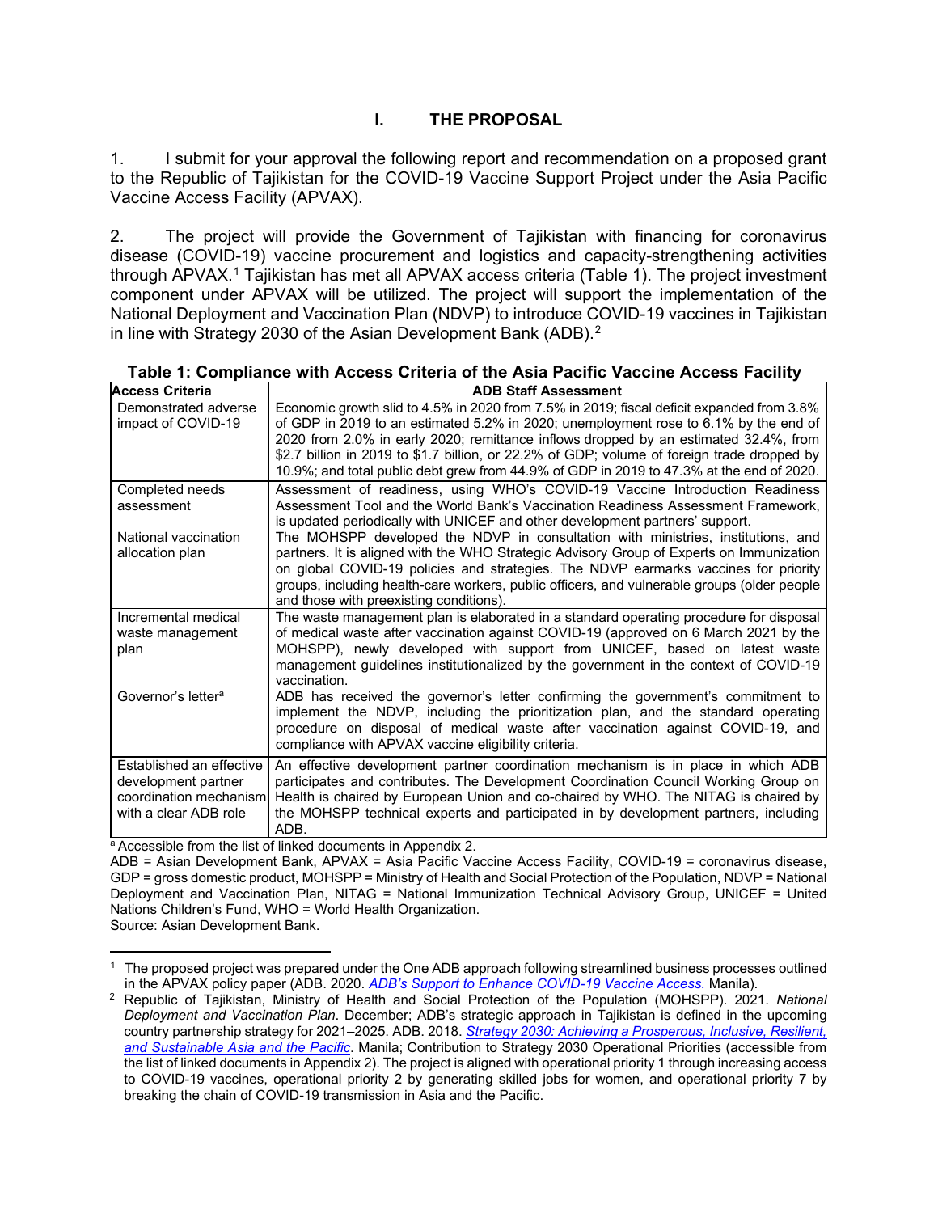# I. THE PROPOSAL

1. I submit for your approval the following report and recommendation on a proposed grant to the Republic of Tajikistan for the COVID-19 Vaccine Support Project under the Asia Pacific Vaccine Access Facility (APVAX).

2. The project will provide the Government of Tajikistan with financing for coronavirus disease (COVID-19) vaccine procurement and logistics and capacity-strengthening activities through APVAX.[1] Tajikistan has met all APVAX access criteria (Table 1). The project investment component under APVAX will be utilized. The project will support the implementation of the National Deployment and Vaccination Plan (NDVP) to introduce COVID-19 vaccines in Tajikistan in line with Strategy 2030 of the Asian Development Bank (ADB).[2]

**Table 1: Compliance with Access Criteria of the Asia Pacific Vaccine Access Facility**

| Access Criteria | ADB Staff Assessment |
|---|---|
| Demonstrated adverse impact of COVID-19 | Economic growth slid to 4.5% in 2020 from 7.5% in 2019; fiscal deficit expanded from 3.8% of GDP in 2019 to an estimated 5.2% in 2020; unemployment rose to 6.1% by the end of 2020 from 2.0% in early 2020; remittance inflows dropped by an estimated 32.4%, from \$2.7 billion in 2019 to \$1.7 billion, or 22.2% of GDP; volume of foreign trade dropped by 10.9%; and total public debt grew from 44.9% of GDP in 2019 to 47.3% at the end of 2020. |
| Completed needs assessment | Assessment of readiness, using WHO's COVID-19 Vaccine Introduction Readiness Assessment Tool and the World Bank's Vaccination Readiness Assessment Framework, is updated periodically with UNICEF and other development partners' support. |
| National vaccination allocation plan | The MOHSPP developed the NDVP in consultation with ministries, institutions, and partners. It is aligned with the WHO Strategic Advisory Group of Experts on Immunization on global COVID-19 policies and strategies. The NDVP earmarks vaccines for priority groups, including health-care workers, public officers, and vulnerable groups (older people and those with preexisting conditions). |
| Incremental medical waste management plan | The waste management plan is elaborated in a standard operating procedure for disposal of medical waste after vaccination against COVID-19 (approved on 6 March 2021 by the MOHSPP), newly developed with support from UNICEF, based on latest waste management guidelines institutionalized by the government in the context of COVID-19 vaccination. |
| Governor's letter[a] | ADB has received the governor's letter confirming the government's commitment to implement the NDVP, including the prioritization plan, and the standard operating procedure on disposal of medical waste after vaccination against COVID-19, and compliance with APVAX vaccine eligibility criteria. |
| Established an effective development partner coordination mechanism with a clear ADB role | An effective development partner coordination mechanism is in place in which ADB participates and contributes. The Development Coordination Council Working Group on Health is chaired by European Union and co-chaired by WHO. The NITAG is chaired by the MOHSPP technical experts and participated in by development partners, including ADB. |

[a] Accessible from the list of linked documents in Appendix 2.

ADB = Asian Development Bank, APVAX = Asia Pacific Vaccine Access Facility, COVID-19 = coronavirus disease, GDP = gross domestic product, MOHSPP = Ministry of Health and Social Protection of the Population, NDVP = National Deployment and Vaccination Plan, NITAG = National Immunization Technical Advisory Group, UNICEF = United Nations Children's Fund, WHO = World Health Organization.

Source: Asian Development Bank.

---

[1] The proposed project was prepared under the One ADB approach following streamlined business processes outlined in the APVAX policy paper (ADB. 2020. *ADB's Support to Enhance COVID-19 Vaccine Access.* Manila).

[2] Republic of Tajikistan, Ministry of Health and Social Protection of the Population (MOHSPP). 2021. *National Deployment and Vaccination Plan*. December; ADB's strategic approach in Tajikistan is defined in the upcoming country partnership strategy for 2021–2025. ADB. 2018. *Strategy 2030: Achieving a Prosperous, Inclusive, Resilient, and Sustainable Asia and the Pacific*. Manila; Contribution to Strategy 2030 Operational Priorities (accessible from the list of linked documents in Appendix 2). The project is aligned with operational priority 1 through increasing access to COVID-19 vaccines, operational priority 2 by generating skilled jobs for women, and operational priority 7 by breaking the chain of COVID-19 transmission in Asia and the Pacific.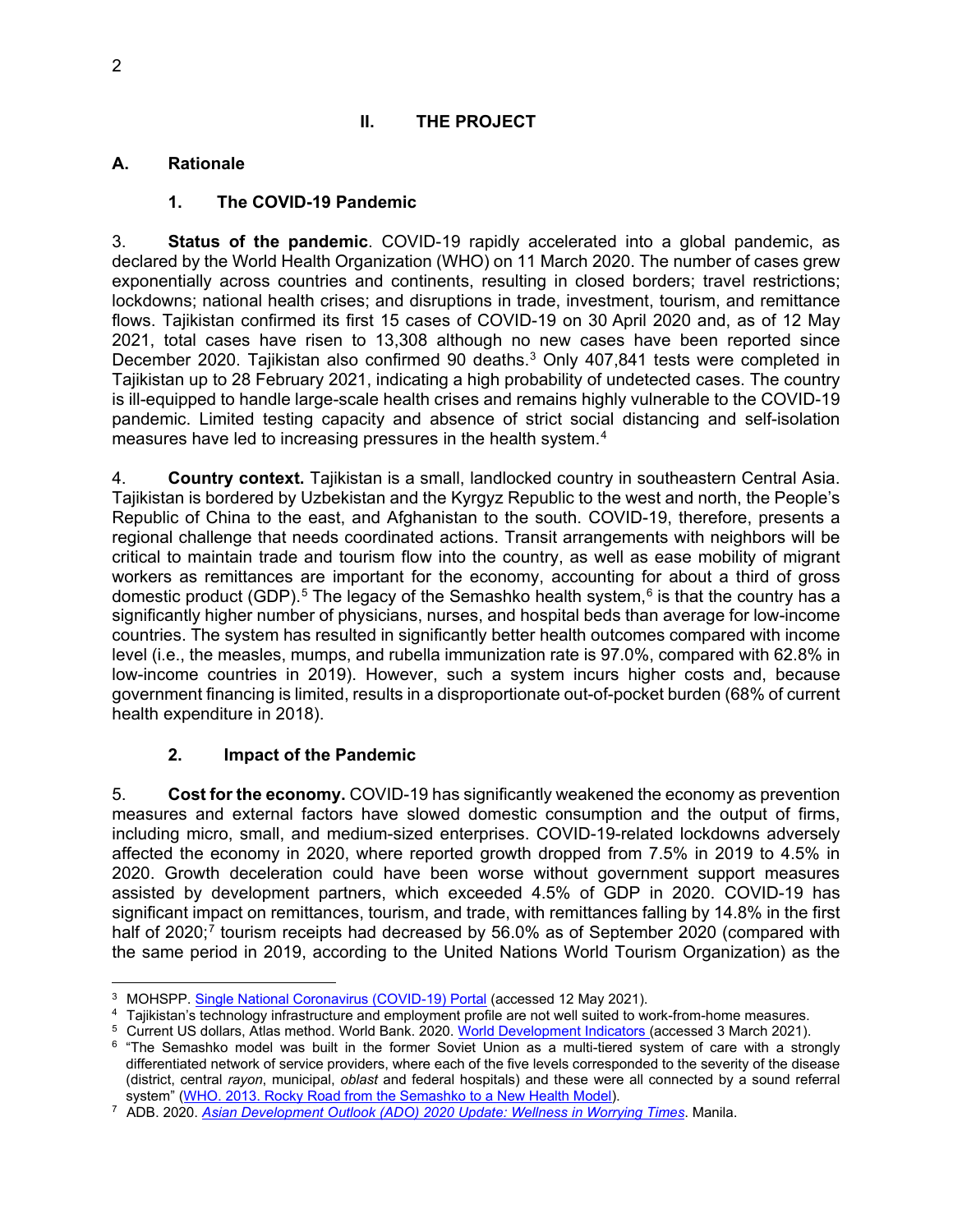## II. THE PROJECT

### A. Rationale

#### 1. The COVID-19 Pandemic

3. **Status of the pandemic**. COVID-19 rapidly accelerated into a global pandemic, as declared by the World Health Organization (WHO) on 11 March 2020. The number of cases grew exponentially across countries and continents, resulting in closed borders; travel restrictions; lockdowns; national health crises; and disruptions in trade, investment, tourism, and remittance flows. Tajikistan confirmed its first 15 cases of COVID-19 on 30 April 2020 and, as of 12 May 2021, total cases have risen to 13,308 although no new cases have been reported since December 2020. Tajikistan also confirmed 90 deaths.[3] Only 407,841 tests were completed in Tajikistan up to 28 February 2021, indicating a high probability of undetected cases. The country is ill-equipped to handle large-scale health crises and remains highly vulnerable to the COVID-19 pandemic. Limited testing capacity and absence of strict social distancing and self-isolation measures have led to increasing pressures in the health system.[4]

4. **Country context.** Tajikistan is a small, landlocked country in southeastern Central Asia. Tajikistan is bordered by Uzbekistan and the Kyrgyz Republic to the west and north, the People's Republic of China to the east, and Afghanistan to the south. COVID-19, therefore, presents a regional challenge that needs coordinated actions. Transit arrangements with neighbors will be critical to maintain trade and tourism flow into the country, as well as ease mobility of migrant workers as remittances are important for the economy, accounting for about a third of gross domestic product (GDP).[5] The legacy of the Semashko health system,[6] is that the country has a significantly higher number of physicians, nurses, and hospital beds than average for low-income countries. The system has resulted in significantly better health outcomes compared with income level (i.e., the measles, mumps, and rubella immunization rate is 97.0%, compared with 62.8% in low-income countries in 2019). However, such a system incurs higher costs and, because government financing is limited, results in a disproportionate out-of-pocket burden (68% of current health expenditure in 2018).

#### 2. Impact of the Pandemic

5. **Cost for the economy.** COVID-19 has significantly weakened the economy as prevention measures and external factors have slowed domestic consumption and the output of firms, including micro, small, and medium-sized enterprises. COVID-19-related lockdowns adversely affected the economy in 2020, where reported growth dropped from 7.5% in 2019 to 4.5% in 2020. Growth deceleration could have been worse without government support measures assisted by development partners, which exceeded 4.5% of GDP in 2020. COVID-19 has significant impact on remittances, tourism, and trade, with remittances falling by 14.8% in the first half of 2020;[7] tourism receipts had decreased by 56.0% as of September 2020 (compared with the same period in 2019, according to the United Nations World Tourism Organization) as the

---

[3] MOHSPP. Single National Coronavirus (COVID-19) Portal (accessed 12 May 2021).

[4] Tajikistan's technology infrastructure and employment profile are not well suited to work-from-home measures.

[5] Current US dollars, Atlas method. World Bank. 2020. World Development Indicators (accessed 3 March 2021).

[6] "The Semashko model was built in the former Soviet Union as a multi-tiered system of care with a strongly differentiated network of service providers, where each of the five levels corresponded to the severity of the disease (district, central *rayon*, municipal, *oblast* and federal hospitals) and these were all connected by a sound referral system" (WHO. 2013. Rocky Road from the Semashko to a New Health Model).

[7] ADB. 2020. *Asian Development Outlook (ADO) 2020 Update: Wellness in Worrying Times*. Manila.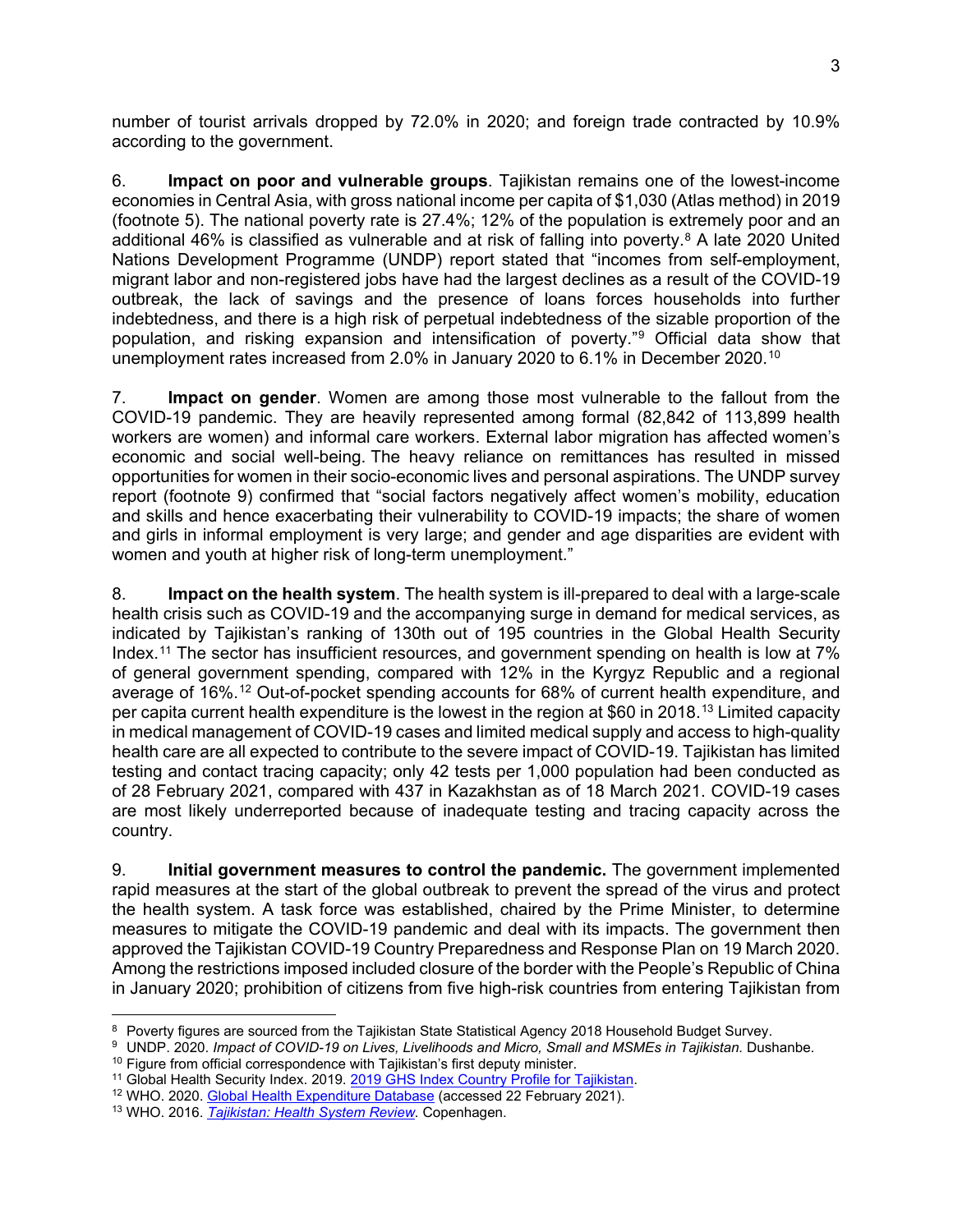number of tourist arrivals dropped by 72.0% in 2020; and foreign trade contracted by 10.9% according to the government.

6. **Impact on poor and vulnerable groups**. Tajikistan remains one of the lowest-income economies in Central Asia, with gross national income per capita of $1,030 (Atlas method) in 2019 (footnote 5). The national poverty rate is 27.4%; 12% of the population is extremely poor and an additional 46% is classified as vulnerable and at risk of falling into poverty.[8] A late 2020 United Nations Development Programme (UNDP) report stated that "incomes from self-employment, migrant labor and non-registered jobs have had the largest declines as a result of the COVID-19 outbreak, the lack of savings and the presence of loans forces households into further indebtedness, and there is a high risk of perpetual indebtedness of the sizable proportion of the population, and risking expansion and intensification of poverty."[9] Official data show that unemployment rates increased from 2.0% in January 2020 to 6.1% in December 2020.[10]

7. **Impact on gender**. Women are among those most vulnerable to the fallout from the COVID-19 pandemic. They are heavily represented among formal (82,842 of 113,899 health workers are women) and informal care workers. External labor migration has affected women's economic and social well-being. The heavy reliance on remittances has resulted in missed opportunities for women in their socio-economic lives and personal aspirations. The UNDP survey report (footnote 9) confirmed that "social factors negatively affect women's mobility, education and skills and hence exacerbating their vulnerability to COVID-19 impacts; the share of women and girls in informal employment is very large; and gender and age disparities are evident with women and youth at higher risk of long-term unemployment."

8. **Impact on the health system**. The health system is ill-prepared to deal with a large-scale health crisis such as COVID-19 and the accompanying surge in demand for medical services, as indicated by Tajikistan's ranking of 130th out of 195 countries in the Global Health Security Index.[11] The sector has insufficient resources, and government spending on health is low at 7% of general government spending, compared with 12% in the Kyrgyz Republic and a regional average of 16%.[12] Out-of-pocket spending accounts for 68% of current health expenditure, and per capita current health expenditure is the lowest in the region at $60 in 2018.[13] Limited capacity in medical management of COVID-19 cases and limited medical supply and access to high-quality health care are all expected to contribute to the severe impact of COVID-19. Tajikistan has limited testing and contact tracing capacity; only 42 tests per 1,000 population had been conducted as of 28 February 2021, compared with 437 in Kazakhstan as of 18 March 2021. COVID-19 cases are most likely underreported because of inadequate testing and tracing capacity across the country.

9. **Initial government measures to control the pandemic.** The government implemented rapid measures at the start of the global outbreak to prevent the spread of the virus and protect the health system. A task force was established, chaired by the Prime Minister, to determine measures to mitigate the COVID-19 pandemic and deal with its impacts. The government then approved the Tajikistan COVID-19 Country Preparedness and Response Plan on 19 March 2020. Among the restrictions imposed included closure of the border with the People's Republic of China in January 2020; prohibition of citizens from five high-risk countries from entering Tajikistan from

---

[8] Poverty figures are sourced from the Tajikistan State Statistical Agency 2018 Household Budget Survey.

[9] UNDP. 2020. *Impact of COVID-19 on Lives, Livelihoods and Micro, Small and MSMEs in Tajikistan.* Dushanbe.

[10] Figure from official correspondence with Tajikistan's first deputy minister.

[11] Global Health Security Index. 2019. 2019 GHS Index Country Profile for Tajikistan.

[12] WHO. 2020. Global Health Expenditure Database (accessed 22 February 2021).

[13] WHO. 2016. *Tajikistan: Health System Review.* Copenhagen.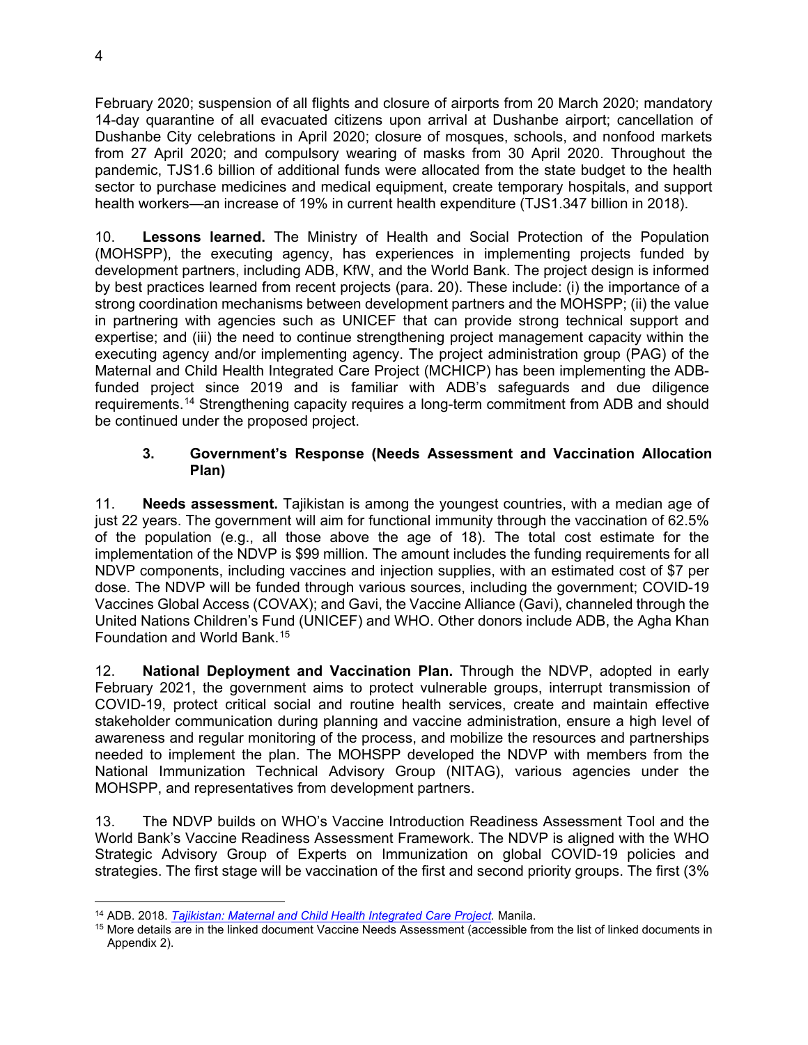February 2020; suspension of all flights and closure of airports from 20 March 2020; mandatory 14-day quarantine of all evacuated citizens upon arrival at Dushanbe airport; cancellation of Dushanbe City celebrations in April 2020; closure of mosques, schools, and nonfood markets from 27 April 2020; and compulsory wearing of masks from 30 April 2020. Throughout the pandemic, TJS1.6 billion of additional funds were allocated from the state budget to the health sector to purchase medicines and medical equipment, create temporary hospitals, and support health workers—an increase of 19% in current health expenditure (TJS1.347 billion in 2018).

10. **Lessons learned.** The Ministry of Health and Social Protection of the Population (MOHSPP), the executing agency, has experiences in implementing projects funded by development partners, including ADB, KfW, and the World Bank. The project design is informed by best practices learned from recent projects (para. 20). These include: (i) the importance of a strong coordination mechanisms between development partners and the MOHSPP; (ii) the value in partnering with agencies such as UNICEF that can provide strong technical support and expertise; and (iii) the need to continue strengthening project management capacity within the executing agency and/or implementing agency. The project administration group (PAG) of the Maternal and Child Health Integrated Care Project (MCHICP) has been implementing the ADB-funded project since 2019 and is familiar with ADB's safeguards and due diligence requirements.[14] Strengthening capacity requires a long-term commitment from ADB and should be continued under the proposed project.

### 3. Government's Response (Needs Assessment and Vaccination Allocation Plan)

11. **Needs assessment.** Tajikistan is among the youngest countries, with a median age of just 22 years. The government will aim for functional immunity through the vaccination of 62.5% of the population (e.g., all those above the age of 18). The total cost estimate for the implementation of the NDVP is $99 million. The amount includes the funding requirements for all NDVP components, including vaccines and injection supplies, with an estimated cost of $7 per dose. The NDVP will be funded through various sources, including the government; COVID-19 Vaccines Global Access (COVAX); and Gavi, the Vaccine Alliance (Gavi), channeled through the United Nations Children's Fund (UNICEF) and WHO. Other donors include ADB, the Agha Khan Foundation and World Bank.[15]

12. **National Deployment and Vaccination Plan.** Through the NDVP, adopted in early February 2021, the government aims to protect vulnerable groups, interrupt transmission of COVID-19, protect critical social and routine health services, create and maintain effective stakeholder communication during planning and vaccine administration, ensure a high level of awareness and regular monitoring of the process, and mobilize the resources and partnerships needed to implement the plan. The MOHSPP developed the NDVP with members from the National Immunization Technical Advisory Group (NITAG), various agencies under the MOHSPP, and representatives from development partners.

13. The NDVP builds on WHO's Vaccine Introduction Readiness Assessment Tool and the World Bank's Vaccine Readiness Assessment Framework. The NDVP is aligned with the WHO Strategic Advisory Group of Experts on Immunization on global COVID-19 policies and strategies. The first stage will be vaccination of the first and second priority groups. The first (3%

---

[14] ADB. 2018. *Tajikistan: Maternal and Child Health Integrated Care Project.* Manila.

[15] More details are in the linked document Vaccine Needs Assessment (accessible from the list of linked documents in Appendix 2).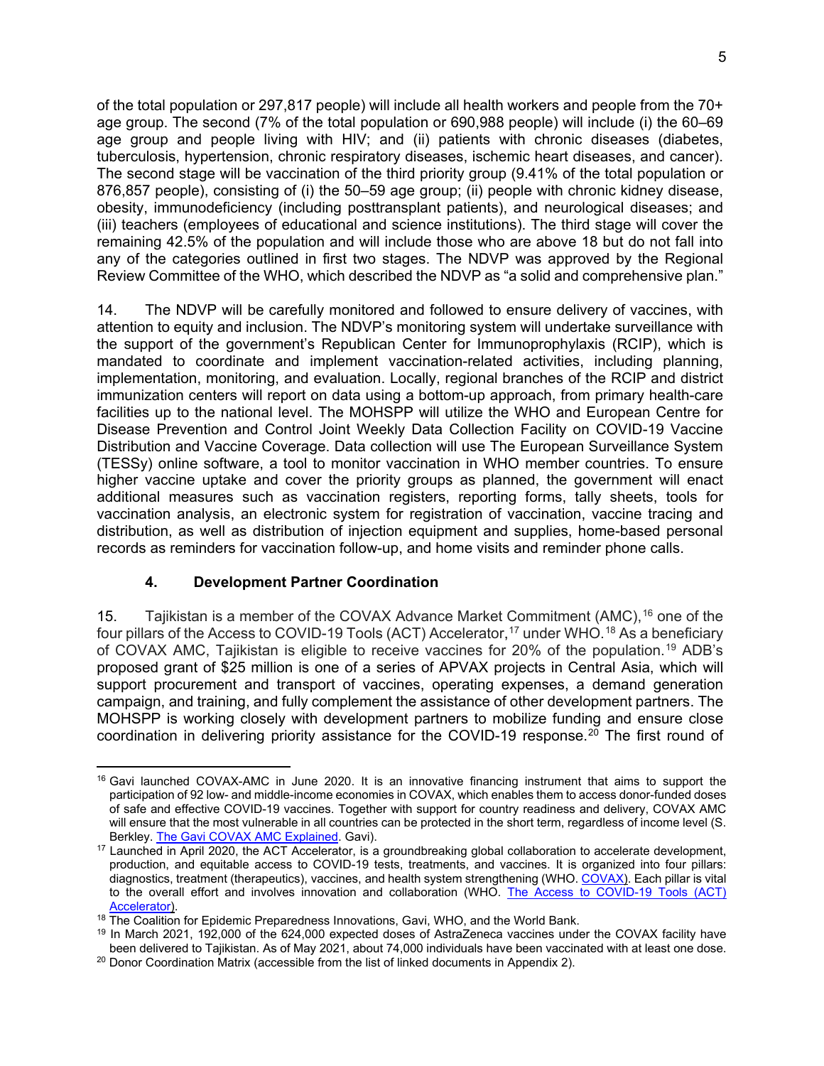of the total population or 297,817 people) will include all health workers and people from the 70+ age group. The second (7% of the total population or 690,988 people) will include (i) the 60–69 age group and people living with HIV; and (ii) patients with chronic diseases (diabetes, tuberculosis, hypertension, chronic respiratory diseases, ischemic heart diseases, and cancer). The second stage will be vaccination of the third priority group (9.41% of the total population or 876,857 people), consisting of (i) the 50–59 age group; (ii) people with chronic kidney disease, obesity, immunodeficiency (including posttransplant patients), and neurological diseases; and (iii) teachers (employees of educational and science institutions). The third stage will cover the remaining 42.5% of the population and will include those who are above 18 but do not fall into any of the categories outlined in first two stages. The NDVP was approved by the Regional Review Committee of the WHO, which described the NDVP as "a solid and comprehensive plan."

14. The NDVP will be carefully monitored and followed to ensure delivery of vaccines, with attention to equity and inclusion. The NDVP's monitoring system will undertake surveillance with the support of the government's Republican Center for Immunoprophylaxis (RCIP), which is mandated to coordinate and implement vaccination-related activities, including planning, implementation, monitoring, and evaluation. Locally, regional branches of the RCIP and district immunization centers will report on data using a bottom-up approach, from primary health-care facilities up to the national level. The MOHSPP will utilize the WHO and European Centre for Disease Prevention and Control Joint Weekly Data Collection Facility on COVID-19 Vaccine Distribution and Vaccine Coverage. Data collection will use The European Surveillance System (TESSy) online software, a tool to monitor vaccination in WHO member countries. To ensure higher vaccine uptake and cover the priority groups as planned, the government will enact additional measures such as vaccination registers, reporting forms, tally sheets, tools for vaccination analysis, an electronic system for registration of vaccination, vaccine tracing and distribution, as well as distribution of injection equipment and supplies, home-based personal records as reminders for vaccination follow-up, and home visits and reminder phone calls.

### 4. Development Partner Coordination

15. Tajikistan is a member of the COVAX Advance Market Commitment (AMC),[16] one of the four pillars of the Access to COVID-19 Tools (ACT) Accelerator,[17] under WHO.[18] As a beneficiary of COVAX AMC, Tajikistan is eligible to receive vaccines for 20% of the population.[19] ADB's proposed grant of $25 million is one of a series of APVAX projects in Central Asia, which will support procurement and transport of vaccines, operating expenses, a demand generation campaign, and training, and fully complement the assistance of other development partners. The MOHSPP is working closely with development partners to mobilize funding and ensure close coordination in delivering priority assistance for the COVID-19 response.[20] The first round of

---

[16] Gavi launched COVAX-AMC in June 2020. It is an innovative financing instrument that aims to support the participation of 92 low- and middle-income economies in COVAX, which enables them to access donor-funded doses of safe and effective COVID-19 vaccines. Together with support for country readiness and delivery, COVAX AMC will ensure that the most vulnerable in all countries can be protected in the short term, regardless of income level (S. Berkley. The Gavi COVAX AMC Explained. Gavi).

[17] Launched in April 2020, the ACT Accelerator, is a groundbreaking global collaboration to accelerate development, production, and equitable access to COVID-19 tests, treatments, and vaccines. It is organized into four pillars: diagnostics, treatment (therapeutics), vaccines, and health system strengthening (WHO. COVAX). Each pillar is vital to the overall effort and involves innovation and collaboration (WHO. The Access to COVID-19 Tools (ACT) Accelerator).

[18] The Coalition for Epidemic Preparedness Innovations, Gavi, WHO, and the World Bank.

[19] In March 2021, 192,000 of the 624,000 expected doses of AstraZeneca vaccines under the COVAX facility have been delivered to Tajikistan. As of May 2021, about 74,000 individuals have been vaccinated with at least one dose.

[20] Donor Coordination Matrix (accessible from the list of linked documents in Appendix 2).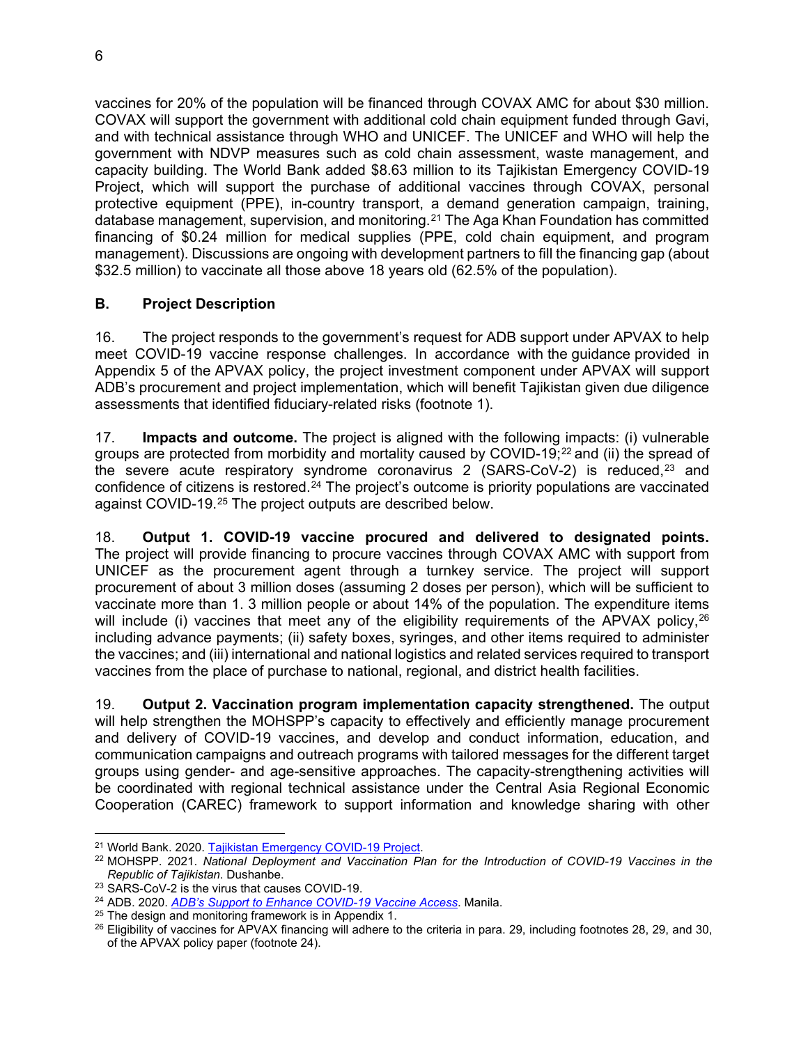vaccines for 20% of the population will be financed through COVAX AMC for about $30 million. COVAX will support the government with additional cold chain equipment funded through Gavi, and with technical assistance through WHO and UNICEF. The UNICEF and WHO will help the government with NDVP measures such as cold chain assessment, waste management, and capacity building. The World Bank added $8.63 million to its Tajikistan Emergency COVID-19 Project, which will support the purchase of additional vaccines through COVAX, personal protective equipment (PPE), in-country transport, a demand generation campaign, training, database management, supervision, and monitoring.[21] The Aga Khan Foundation has committed financing of $0.24 million for medical supplies (PPE, cold chain equipment, and program management). Discussions are ongoing with development partners to fill the financing gap (about $32.5 million) to vaccinate all those above 18 years old (62.5% of the population).

## B. Project Description

16. The project responds to the government's request for ADB support under APVAX to help meet COVID-19 vaccine response challenges. In accordance with the guidance provided in Appendix 5 of the APVAX policy, the project investment component under APVAX will support ADB's procurement and project implementation, which will benefit Tajikistan given due diligence assessments that identified fiduciary-related risks (footnote 1).

17. **Impacts and outcome.** The project is aligned with the following impacts: (i) vulnerable groups are protected from morbidity and mortality caused by COVID-19;[22] and (ii) the spread of the severe acute respiratory syndrome coronavirus 2 (SARS-CoV-2) is reduced,[23] and confidence of citizens is restored.[24] The project's outcome is priority populations are vaccinated against COVID-19.[25] The project outputs are described below.

18. **Output 1. COVID-19 vaccine procured and delivered to designated points.** The project will provide financing to procure vaccines through COVAX AMC with support from UNICEF as the procurement agent through a turnkey service. The project will support procurement of about 3 million doses (assuming 2 doses per person), which will be sufficient to vaccinate more than 1. 3 million people or about 14% of the population. The expenditure items will include (i) vaccines that meet any of the eligibility requirements of the APVAX policy,[26] including advance payments; (ii) safety boxes, syringes, and other items required to administer the vaccines; and (iii) international and national logistics and related services required to transport vaccines from the place of purchase to national, regional, and district health facilities.

19. **Output 2. Vaccination program implementation capacity strengthened.** The output will help strengthen the MOHSPP's capacity to effectively and efficiently manage procurement and delivery of COVID-19 vaccines, and develop and conduct information, education, and communication campaigns and outreach programs with tailored messages for the different target groups using gender- and age-sensitive approaches. The capacity-strengthening activities will be coordinated with regional technical assistance under the Central Asia Regional Economic Cooperation (CAREC) framework to support information and knowledge sharing with other

---

[21] World Bank. 2020. Tajikistan Emergency COVID-19 Project.

[22] MOHSPP. 2021. *National Deployment and Vaccination Plan for the Introduction of COVID-19 Vaccines in the Republic of Tajikistan*. Dushanbe.

[23] SARS-CoV-2 is the virus that causes COVID-19.

[24] ADB. 2020. *ADB's Support to Enhance COVID-19 Vaccine Access*. Manila.

[25] The design and monitoring framework is in Appendix 1.

[26] Eligibility of vaccines for APVAX financing will adhere to the criteria in para. 29, including footnotes 28, 29, and 30, of the APVAX policy paper (footnote 24).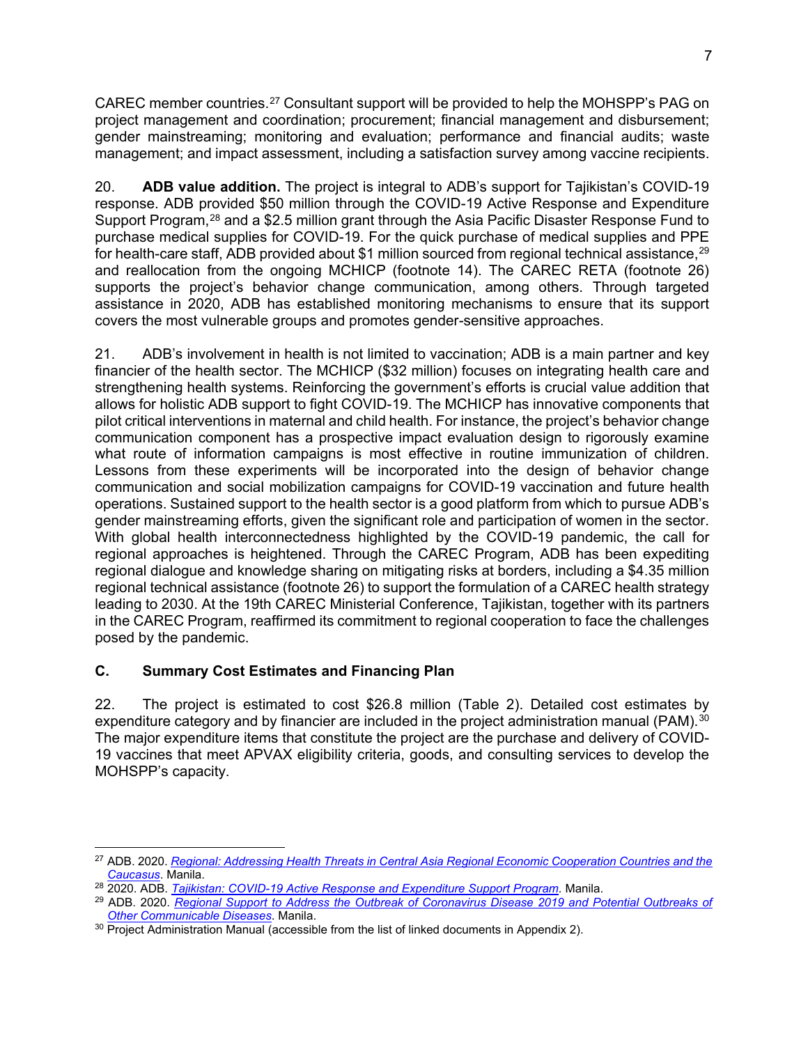CAREC member countries.[27] Consultant support will be provided to help the MOHSPP's PAG on project management and coordination; procurement; financial management and disbursement; gender mainstreaming; monitoring and evaluation; performance and financial audits; waste management; and impact assessment, including a satisfaction survey among vaccine recipients.

20. **ADB value addition.** The project is integral to ADB's support for Tajikistan's COVID-19 response. ADB provided $50 million through the COVID-19 Active Response and Expenditure Support Program,[28] and a $2.5 million grant through the Asia Pacific Disaster Response Fund to purchase medical supplies for COVID-19. For the quick purchase of medical supplies and PPE for health-care staff, ADB provided about $1 million sourced from regional technical assistance,[29] and reallocation from the ongoing MCHICP (footnote 14). The CAREC RETA (footnote 26) supports the project's behavior change communication, among others. Through targeted assistance in 2020, ADB has established monitoring mechanisms to ensure that its support covers the most vulnerable groups and promotes gender-sensitive approaches.

21. ADB's involvement in health is not limited to vaccination; ADB is a main partner and key financier of the health sector. The MCHICP ($32 million) focuses on integrating health care and strengthening health systems. Reinforcing the government's efforts is crucial value addition that allows for holistic ADB support to fight COVID-19. The MCHICP has innovative components that pilot critical interventions in maternal and child health. For instance, the project's behavior change communication component has a prospective impact evaluation design to rigorously examine what route of information campaigns is most effective in routine immunization of children. Lessons from these experiments will be incorporated into the design of behavior change communication and social mobilization campaigns for COVID-19 vaccination and future health operations. Sustained support to the health sector is a good platform from which to pursue ADB's gender mainstreaming efforts, given the significant role and participation of women in the sector. With global health interconnectedness highlighted by the COVID-19 pandemic, the call for regional approaches is heightened. Through the CAREC Program, ADB has been expediting regional dialogue and knowledge sharing on mitigating risks at borders, including a $4.35 million regional technical assistance (footnote 26) to support the formulation of a CAREC health strategy leading to 2030. At the 19th CAREC Ministerial Conference, Tajikistan, together with its partners in the CAREC Program, reaffirmed its commitment to regional cooperation to face the challenges posed by the pandemic.

### C. Summary Cost Estimates and Financing Plan

22. The project is estimated to cost $26.8 million (Table 2). Detailed cost estimates by expenditure category and by financier are included in the project administration manual (PAM).[30] The major expenditure items that constitute the project are the purchase and delivery of COVID-19 vaccines that meet APVAX eligibility criteria, goods, and consulting services to develop the MOHSPP's capacity.

---

[27] ADB. 2020. *Regional: Addressing Health Threats in Central Asia Regional Economic Cooperation Countries and the Caucasus*. Manila.

[28] 2020. ADB. *Tajikistan: COVID-19 Active Response and Expenditure Support Program.* Manila.

[29] ADB. 2020. *Regional Support to Address the Outbreak of Coronavirus Disease 2019 and Potential Outbreaks of Other Communicable Diseases*. Manila.

[30] Project Administration Manual (accessible from the list of linked documents in Appendix 2).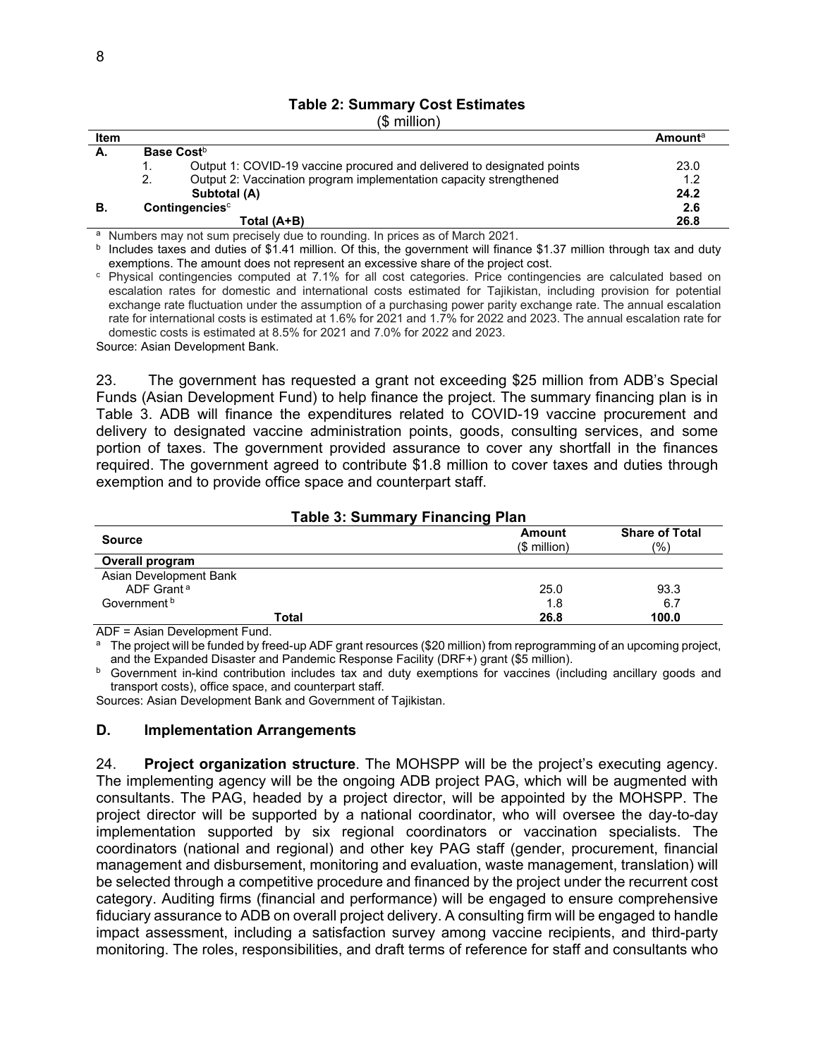**Table 2: Summary Cost Estimates**

($ million)

| Item | | Amount[a] |
|---|---|---|
| A. | Base Cost[b] | |
| | 1. Output 1: COVID-19 vaccine procured and delivered to designated points | 23.0 |
| | 2. Output 2: Vaccination program implementation capacity strengthened | 1.2 |
| | **Subtotal (A)** | **24.2** |
| B. | **Contingencies**[c] | **2.6** |
| | **Total (A+B)** | **26.8** |

[a] Numbers may not sum precisely due to rounding. In prices as of March 2021.

[b] Includes taxes and duties of $1.41 million. Of this, the government will finance $1.37 million through tax and duty exemptions. The amount does not represent an excessive share of the project cost.

[c] Physical contingencies computed at 7.1% for all cost categories. Price contingencies are calculated based on escalation rates for domestic and international costs estimated for Tajikistan, including provision for potential exchange rate fluctuation under the assumption of a purchasing power parity exchange rate. The annual escalation rate for international costs is estimated at 1.6% for 2021 and 1.7% for 2022 and 2023. The annual escalation rate for domestic costs is estimated at 8.5% for 2021 and 7.0% for 2022 and 2023.

Source: Asian Development Bank.

23. The government has requested a grant not exceeding $25 million from ADB's Special Funds (Asian Development Fund) to help finance the project. The summary financing plan is in Table 3. ADB will finance the expenditures related to COVID-19 vaccine procurement and delivery to designated vaccine administration points, goods, consulting services, and some portion of taxes. The government provided assurance to cover any shortfall in the finances required. The government agreed to contribute $1.8 million to cover taxes and duties through exemption and to provide office space and counterpart staff.

**Table 3: Summary Financing Plan**

| Source | Amount ($ million) | Share of Total (%) |
|---|---|---|
| **Overall program** | | |
| Asian Development Bank | | |
| ADF Grant[a] | 25.0 | 93.3 |
| Government[b] | 1.8 | 6.7 |
| **Total** | **26.8** | **100.0** |

ADF = Asian Development Fund.

[a] The project will be funded by freed-up ADF grant resources ($20 million) from reprogramming of an upcoming project, and the Expanded Disaster and Pandemic Response Facility (DRF+) grant ($5 million).

[b] Government in-kind contribution includes tax and duty exemptions for vaccines (including ancillary goods and transport costs), office space, and counterpart staff.

Sources: Asian Development Bank and Government of Tajikistan.

### D. Implementation Arrangements

24. **Project organization structure**. The MOHSPP will be the project's executing agency. The implementing agency will be the ongoing ADB project PAG, which will be augmented with consultants. The PAG, headed by a project director, will be appointed by the MOHSPP. The project director will be supported by a national coordinator, who will oversee the day-to-day implementation supported by six regional coordinators or vaccination specialists. The coordinators (national and regional) and other key PAG staff (gender, procurement, financial management and disbursement, monitoring and evaluation, waste management, translation) will be selected through a competitive procedure and financed by the project under the recurrent cost category. Auditing firms (financial and performance) will be engaged to ensure comprehensive fiduciary assurance to ADB on overall project delivery. A consulting firm will be engaged to handle impact assessment, including a satisfaction survey among vaccine recipients, and third-party monitoring. The roles, responsibilities, and draft terms of reference for staff and consultants who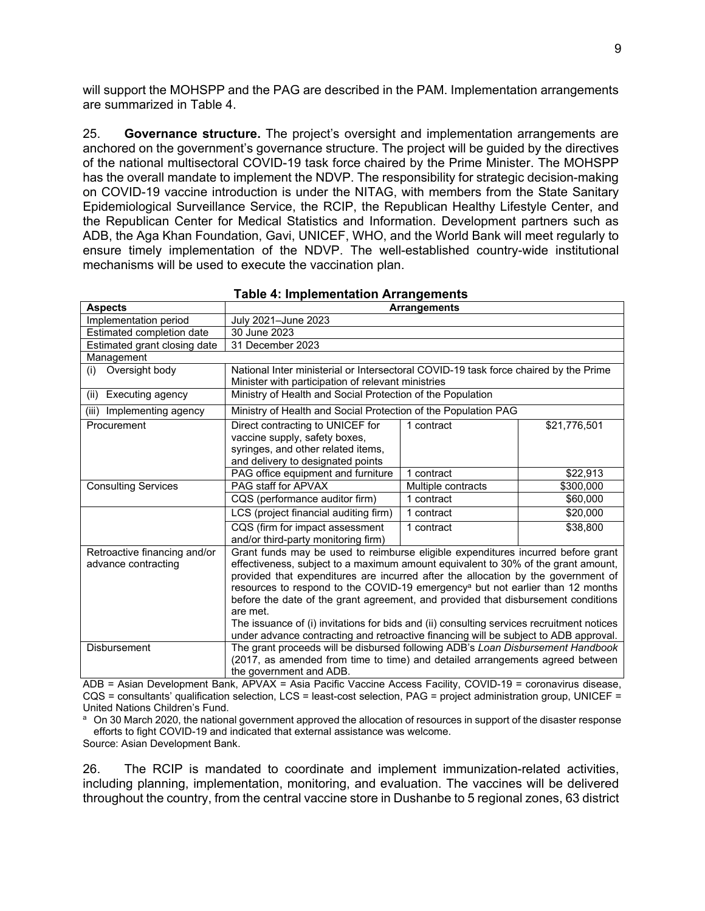will support the MOHSPP and the PAG are described in the PAM. Implementation arrangements are summarized in Table 4.

25. **Governance structure.** The project's oversight and implementation arrangements are anchored on the government's governance structure. The project will be guided by the directives of the national multisectoral COVID-19 task force chaired by the Prime Minister. The MOHSPP has the overall mandate to implement the NDVP. The responsibility for strategic decision-making on COVID-19 vaccine introduction is under the NITAG, with members from the State Sanitary Epidemiological Surveillance Service, the RCIP, the Republican Healthy Lifestyle Center, and the Republican Center for Medical Statistics and Information. Development partners such as ADB, the Aga Khan Foundation, Gavi, UNICEF, WHO, and the World Bank will meet regularly to ensure timely implementation of the NDVP. The well-established country-wide institutional mechanisms will be used to execute the vaccination plan.

**Table 4: Implementation Arrangements**

| Aspects | Arrangements | | |
|---|---|---|---|
| Implementation period | July 2021–June 2023 | | |
| Estimated completion date | 30 June 2023 | | |
| Estimated grant closing date | 31 December 2023 | | |
| Management | | | |
| (i) Oversight body | National Inter ministerial or Intersectoral COVID-19 task force chaired by the Prime Minister with participation of relevant ministries | | |
| (ii) Executing agency | Ministry of Health and Social Protection of the Population | | |
| (iii) Implementing agency | Ministry of Health and Social Protection of the Population PAG | | |
| Procurement | Direct contracting to UNICEF for vaccine supply, safety boxes, syringes, and other related items, and delivery to designated points | 1 contract | $21,776,501 |
| | PAG office equipment and furniture | 1 contract | $22,913 |
| Consulting Services | PAG staff for APVAX | Multiple contracts | $300,000 |
| | CQS (performance auditor firm) | 1 contract | $60,000 |
| | LCS (project financial auditing firm) | 1 contract | $20,000 |
| | CQS (firm for impact assessment and/or third-party monitoring firm) | 1 contract | $38,800 |
| Retroactive financing and/or advance contracting | Grant funds may be used to reimburse eligible expenditures incurred before grant effectiveness, subject to a maximum amount equivalent to 30% of the grant amount, provided that expenditures are incurred after the allocation by the government of resources to respond to the COVID-19 emergency[a] but not earlier than 12 months before the date of the grant agreement, and provided that disbursement conditions are met. The issuance of (i) invitations for bids and (ii) consulting services recruitment notices under advance contracting and retroactive financing will be subject to ADB approval. | | |
| Disbursement | The grant proceeds will be disbursed following ADB's *Loan Disbursement Handbook* (2017, as amended from time to time) and detailed arrangements agreed between the government and ADB. | | |

ADB = Asian Development Bank, APVAX = Asia Pacific Vaccine Access Facility, COVID-19 = coronavirus disease, CQS = consultants' qualification selection, LCS = least-cost selection, PAG = project administration group, UNICEF = United Nations Children's Fund.

[a] On 30 March 2020, the national government approved the allocation of resources in support of the disaster response efforts to fight COVID-19 and indicated that external assistance was welcome.

Source: Asian Development Bank.

26. The RCIP is mandated to coordinate and implement immunization-related activities, including planning, implementation, monitoring, and evaluation. The vaccines will be delivered throughout the country, from the central vaccine store in Dushanbe to 5 regional zones, 63 district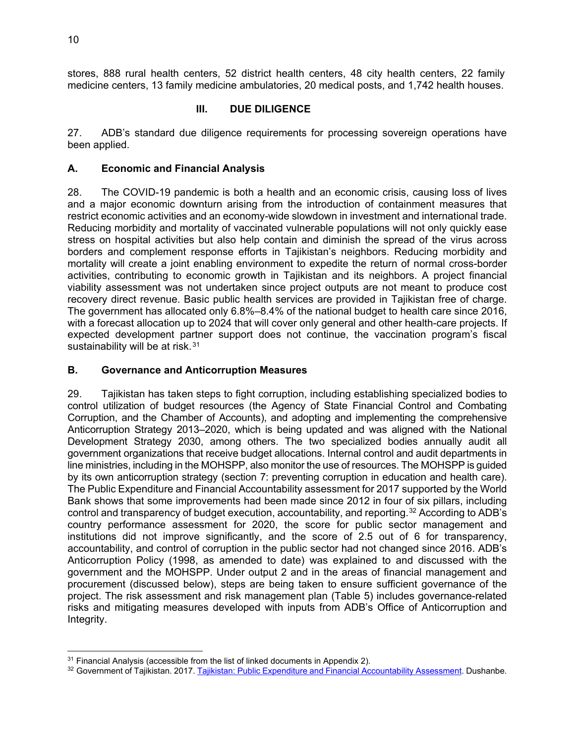stores, 888 rural health centers, 52 district health centers, 48 city health centers, 22 family medicine centers, 13 family medicine ambulatories, 20 medical posts, and 1,742 health houses.

## III. DUE DILIGENCE

27. ADB's standard due diligence requirements for processing sovereign operations have been applied.

### A. Economic and Financial Analysis

28. The COVID-19 pandemic is both a health and an economic crisis, causing loss of lives and a major economic downturn arising from the introduction of containment measures that restrict economic activities and an economy-wide slowdown in investment and international trade. Reducing morbidity and mortality of vaccinated vulnerable populations will not only quickly ease stress on hospital activities but also help contain and diminish the spread of the virus across borders and complement response efforts in Tajikistan's neighbors. Reducing morbidity and mortality will create a joint enabling environment to expedite the return of normal cross-border activities, contributing to economic growth in Tajikistan and its neighbors. A project financial viability assessment was not undertaken since project outputs are not meant to produce cost recovery direct revenue. Basic public health services are provided in Tajikistan free of charge. The government has allocated only 6.8%–8.4% of the national budget to health care since 2016, with a forecast allocation up to 2024 that will cover only general and other health-care projects. If expected development partner support does not continue, the vaccination program's fiscal sustainability will be at risk.[31]

### B. Governance and Anticorruption Measures

29. Tajikistan has taken steps to fight corruption, including establishing specialized bodies to control utilization of budget resources (the Agency of State Financial Control and Combating Corruption, and the Chamber of Accounts), and adopting and implementing the comprehensive Anticorruption Strategy 2013–2020, which is being updated and was aligned with the National Development Strategy 2030, among others. The two specialized bodies annually audit all government organizations that receive budget allocations. Internal control and audit departments in line ministries, including in the MOHSPP, also monitor the use of resources. The MOHSPP is guided by its own anticorruption strategy (section 7: preventing corruption in education and health care). The Public Expenditure and Financial Accountability assessment for 2017 supported by the World Bank shows that some improvements had been made since 2012 in four of six pillars, including control and transparency of budget execution, accountability, and reporting.[32] According to ADB's country performance assessment for 2020, the score for public sector management and institutions did not improve significantly, and the score of 2.5 out of 6 for transparency, accountability, and control of corruption in the public sector had not changed since 2016. ADB's Anticorruption Policy (1998, as amended to date) was explained to and discussed with the government and the MOHSPP. Under output 2 and in the areas of financial management and procurement (discussed below), steps are being taken to ensure sufficient governance of the project. The risk assessment and risk management plan (Table 5) includes governance-related risks and mitigating measures developed with inputs from ADB's Office of Anticorruption and Integrity.

---

[31] Financial Analysis (accessible from the list of linked documents in Appendix 2).

[32] Government of Tajikistan. 2017. Tajikistan: Public Expenditure and Financial Accountability Assessment. Dushanbe.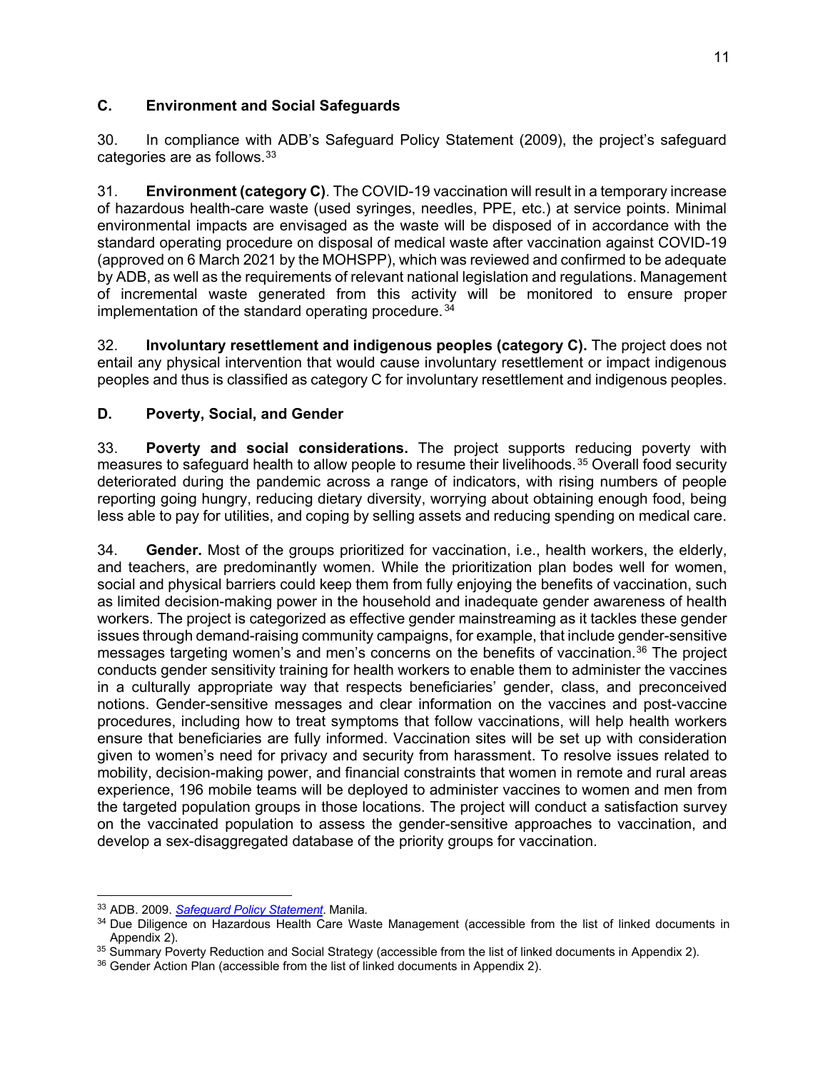### C. Environment and Social Safeguards

30. In compliance with ADB's Safeguard Policy Statement (2009), the project's safeguard categories are as follows.[33]

31. **Environment (category C)**. The COVID-19 vaccination will result in a temporary increase of hazardous health-care waste (used syringes, needles, PPE, etc.) at service points. Minimal environmental impacts are envisaged as the waste will be disposed of in accordance with the standard operating procedure on disposal of medical waste after vaccination against COVID-19 (approved on 6 March 2021 by the MOHSPP), which was reviewed and confirmed to be adequate by ADB, as well as the requirements of relevant national legislation and regulations. Management of incremental waste generated from this activity will be monitored to ensure proper implementation of the standard operating procedure.[34]

32. **Involuntary resettlement and indigenous peoples (category C).** The project does not entail any physical intervention that would cause involuntary resettlement or impact indigenous peoples and thus is classified as category C for involuntary resettlement and indigenous peoples.

### D. Poverty, Social, and Gender

33. **Poverty and social considerations.** The project supports reducing poverty with measures to safeguard health to allow people to resume their livelihoods.[35] Overall food security deteriorated during the pandemic across a range of indicators, with rising numbers of people reporting going hungry, reducing dietary diversity, worrying about obtaining enough food, being less able to pay for utilities, and coping by selling assets and reducing spending on medical care.

34. **Gender.** Most of the groups prioritized for vaccination, i.e., health workers, the elderly, and teachers, are predominantly women. While the prioritization plan bodes well for women, social and physical barriers could keep them from fully enjoying the benefits of vaccination, such as limited decision-making power in the household and inadequate gender awareness of health workers. The project is categorized as effective gender mainstreaming as it tackles these gender issues through demand-raising community campaigns, for example, that include gender-sensitive messages targeting women's and men's concerns on the benefits of vaccination.[36] The project conducts gender sensitivity training for health workers to enable them to administer the vaccines in a culturally appropriate way that respects beneficiaries' gender, class, and preconceived notions. Gender-sensitive messages and clear information on the vaccines and post-vaccine procedures, including how to treat symptoms that follow vaccinations, will help health workers ensure that beneficiaries are fully informed. Vaccination sites will be set up with consideration given to women's need for privacy and security from harassment. To resolve issues related to mobility, decision-making power, and financial constraints that women in remote and rural areas experience, 196 mobile teams will be deployed to administer vaccines to women and men from the targeted population groups in those locations. The project will conduct a satisfaction survey on the vaccinated population to assess the gender-sensitive approaches to vaccination, and develop a sex-disaggregated database of the priority groups for vaccination.

---

[33] ADB. 2009. *Safeguard Policy Statement*. Manila.

[34] Due Diligence on Hazardous Health Care Waste Management (accessible from the list of linked documents in Appendix 2).

[35] Summary Poverty Reduction and Social Strategy (accessible from the list of linked documents in Appendix 2).

[36] Gender Action Plan (accessible from the list of linked documents in Appendix 2).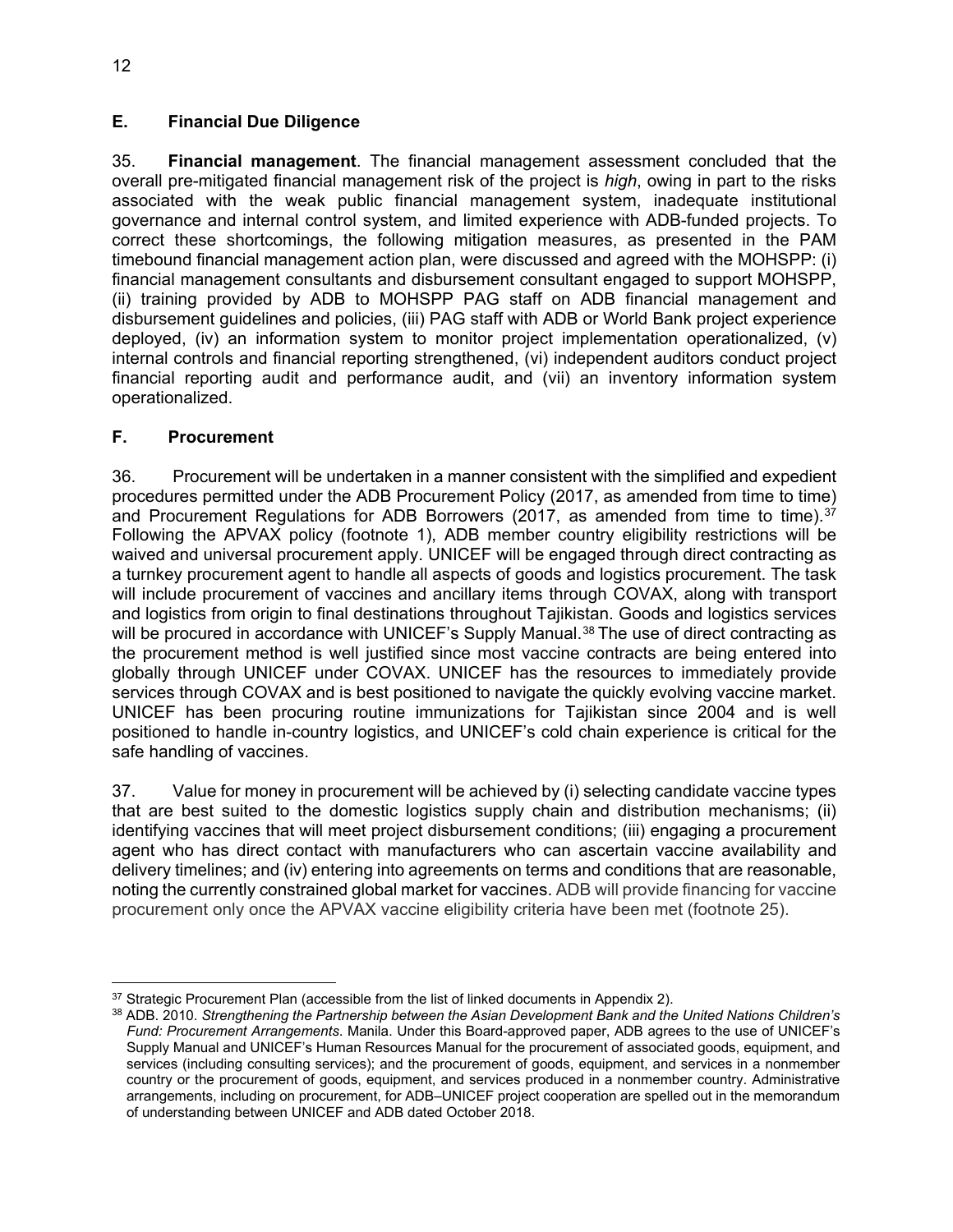## E. Financial Due Diligence

35. **Financial management**. The financial management assessment concluded that the overall pre-mitigated financial management risk of the project is *high*, owing in part to the risks associated with the weak public financial management system, inadequate institutional governance and internal control system, and limited experience with ADB-funded projects. To correct these shortcomings, the following mitigation measures, as presented in the PAM timebound financial management action plan, were discussed and agreed with the MOHSPP: (i) financial management consultants and disbursement consultant engaged to support MOHSPP, (ii) training provided by ADB to MOHSPP PAG staff on ADB financial management and disbursement guidelines and policies, (iii) PAG staff with ADB or World Bank project experience deployed, (iv) an information system to monitor project implementation operationalized, (v) internal controls and financial reporting strengthened, (vi) independent auditors conduct project financial reporting audit and performance audit, and (vii) an inventory information system operationalized.

## F. Procurement

36. Procurement will be undertaken in a manner consistent with the simplified and expedient procedures permitted under the ADB Procurement Policy (2017, as amended from time to time) and Procurement Regulations for ADB Borrowers (2017, as amended from time to time).[37] Following the APVAX policy (footnote 1), ADB member country eligibility restrictions will be waived and universal procurement apply. UNICEF will be engaged through direct contracting as a turnkey procurement agent to handle all aspects of goods and logistics procurement. The task will include procurement of vaccines and ancillary items through COVAX, along with transport and logistics from origin to final destinations throughout Tajikistan. Goods and logistics services will be procured in accordance with UNICEF's Supply Manual.[38] The use of direct contracting as the procurement method is well justified since most vaccine contracts are being entered into globally through UNICEF under COVAX. UNICEF has the resources to immediately provide services through COVAX and is best positioned to navigate the quickly evolving vaccine market. UNICEF has been procuring routine immunizations for Tajikistan since 2004 and is well positioned to handle in-country logistics, and UNICEF's cold chain experience is critical for the safe handling of vaccines.

37. Value for money in procurement will be achieved by (i) selecting candidate vaccine types that are best suited to the domestic logistics supply chain and distribution mechanisms; (ii) identifying vaccines that will meet project disbursement conditions; (iii) engaging a procurement agent who has direct contact with manufacturers who can ascertain vaccine availability and delivery timelines; and (iv) entering into agreements on terms and conditions that are reasonable, noting the currently constrained global market for vaccines. ADB will provide financing for vaccine procurement only once the APVAX vaccine eligibility criteria have been met (footnote 25).

---

[37] Strategic Procurement Plan (accessible from the list of linked documents in Appendix 2).

[38] ADB. 2010. *Strengthening the Partnership between the Asian Development Bank and the United Nations Children's Fund: Procurement Arrangements*. Manila. Under this Board-approved paper, ADB agrees to the use of UNICEF's Supply Manual and UNICEF's Human Resources Manual for the procurement of associated goods, equipment, and services (including consulting services); and the procurement of goods, equipment, and services in a nonmember country or the procurement of goods, equipment, and services produced in a nonmember country. Administrative arrangements, including on procurement, for ADB–UNICEF project cooperation are spelled out in the memorandum of understanding between UNICEF and ADB dated October 2018.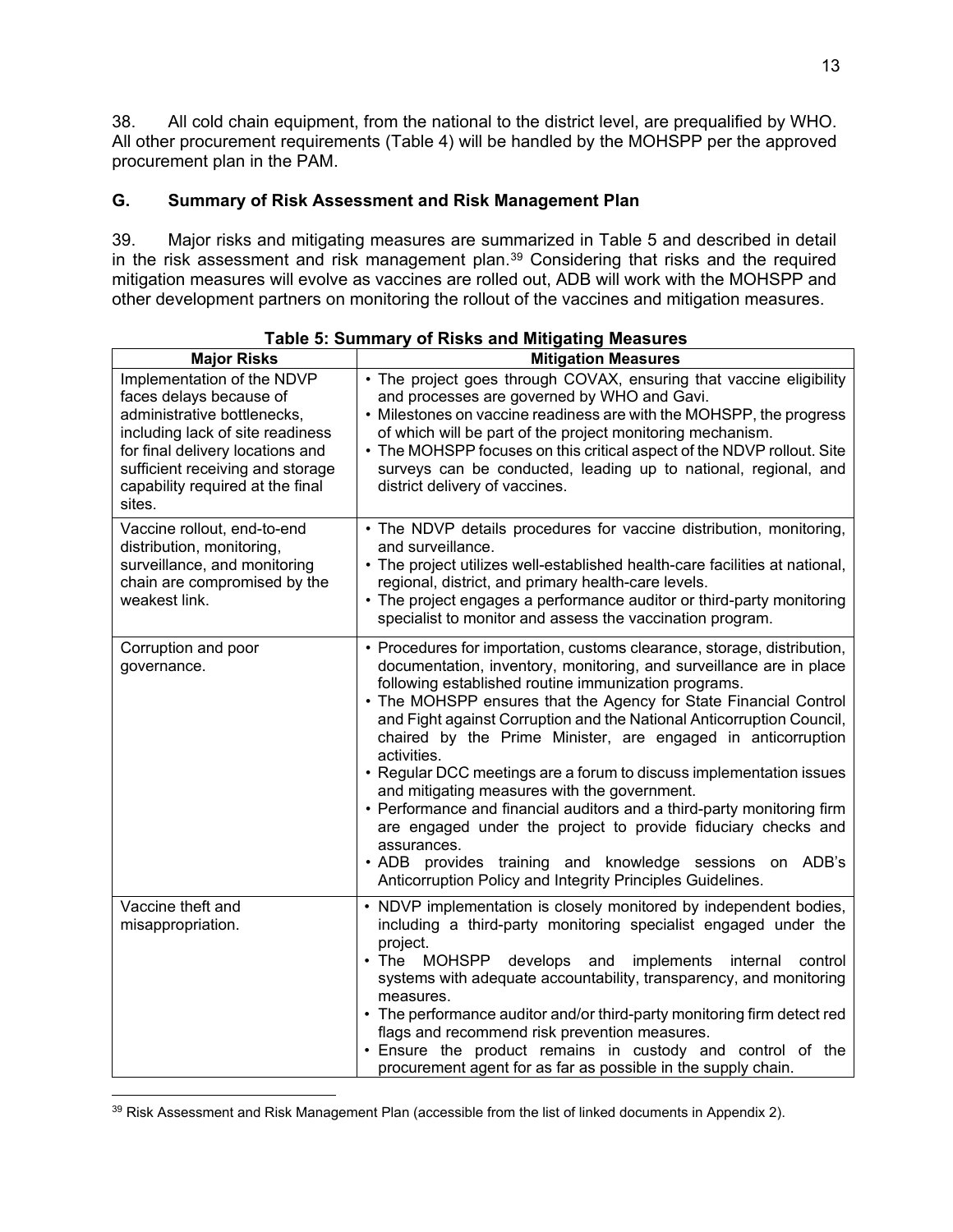38. All cold chain equipment, from the national to the district level, are prequalified by WHO. All other procurement requirements (Table 4) will be handled by the MOHSPP per the approved procurement plan in the PAM.

## G. Summary of Risk Assessment and Risk Management Plan

39. Major risks and mitigating measures are summarized in Table 5 and described in detail in the risk assessment and risk management plan.[39] Considering that risks and the required mitigation measures will evolve as vaccines are rolled out, ADB will work with the MOHSPP and other development partners on monitoring the rollout of the vaccines and mitigation measures.

**Table 5: Summary of Risks and Mitigating Measures**

| Major Risks | Mitigation Measures |
|---|---|
| Implementation of the NDVP faces delays because of administrative bottlenecks, including lack of site readiness for final delivery locations and sufficient receiving and storage capability required at the final sites. | • The project goes through COVAX, ensuring that vaccine eligibility and processes are governed by WHO and Gavi.<br>• Milestones on vaccine readiness are with the MOHSPP, the progress of which will be part of the project monitoring mechanism.<br>• The MOHSPP focuses on this critical aspect of the NDVP rollout. Site surveys can be conducted, leading up to national, regional, and district delivery of vaccines. |
| Vaccine rollout, end-to-end distribution, monitoring, surveillance, and monitoring chain are compromised by the weakest link. | • The NDVP details procedures for vaccine distribution, monitoring, and surveillance.<br>• The project utilizes well-established health-care facilities at national, regional, district, and primary health-care levels.<br>• The project engages a performance auditor or third-party monitoring specialist to monitor and assess the vaccination program. |
| Corruption and poor governance. | • Procedures for importation, customs clearance, storage, distribution, documentation, inventory, monitoring, and surveillance are in place following established routine immunization programs.<br>• The MOHSPP ensures that the Agency for State Financial Control and Fight against Corruption and the National Anticorruption Council, chaired by the Prime Minister, are engaged in anticorruption activities.<br>• Regular DCC meetings are a forum to discuss implementation issues and mitigating measures with the government.<br>• Performance and financial auditors and a third-party monitoring firm are engaged under the project to provide fiduciary checks and assurances.<br>• ADB provides training and knowledge sessions on ADB's Anticorruption Policy and Integrity Principles Guidelines. |
| Vaccine theft and misappropriation. | • NDVP implementation is closely monitored by independent bodies, including a third-party monitoring specialist engaged under the project.<br>• The MOHSPP develops and implements internal control systems with adequate accountability, transparency, and monitoring measures.<br>• The performance auditor and/or third-party monitoring firm detect red flags and recommend risk prevention measures.<br>• Ensure the product remains in custody and control of the procurement agent for as far as possible in the supply chain. |

[39] Risk Assessment and Risk Management Plan (accessible from the list of linked documents in Appendix 2).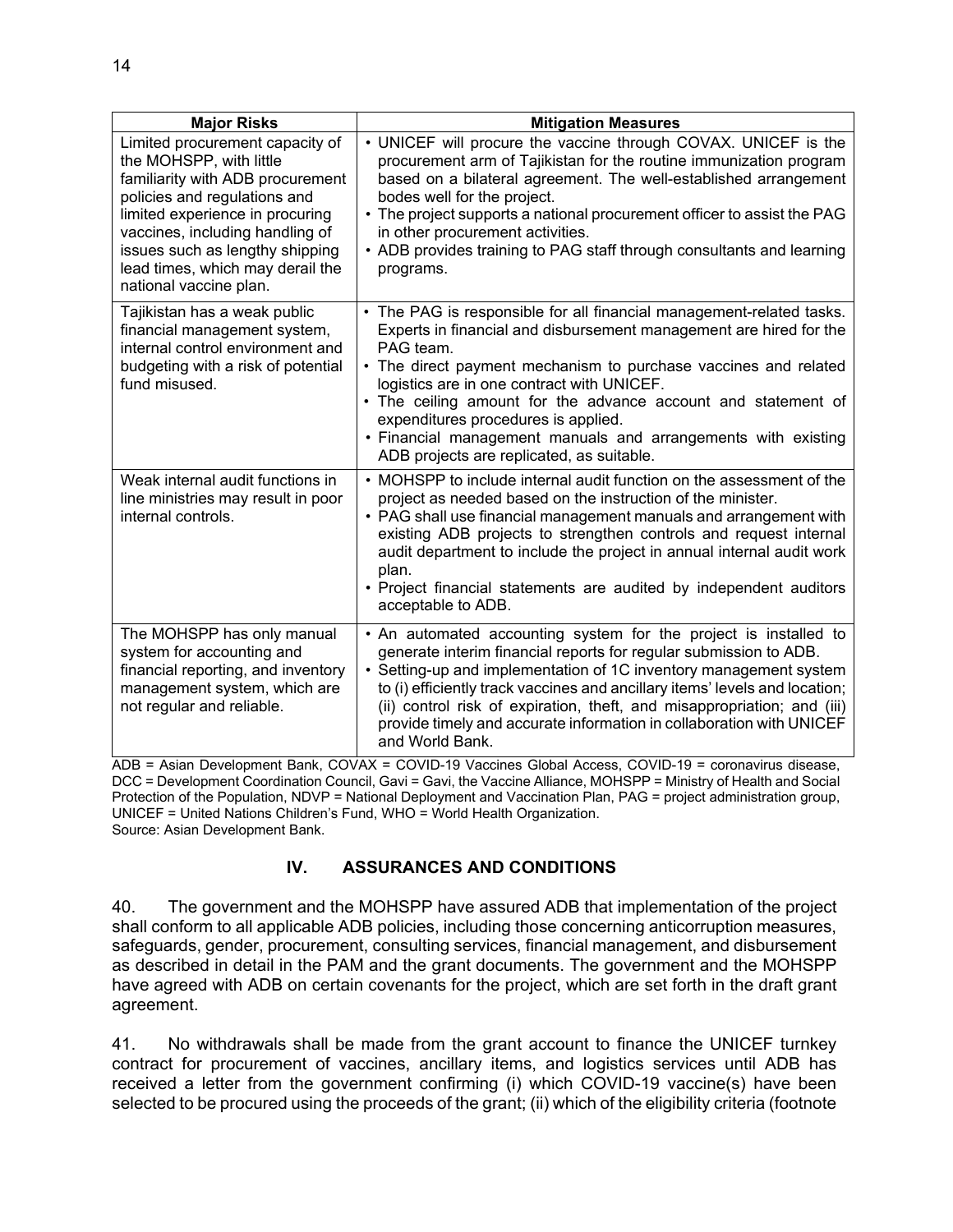| Major Risks | Mitigation Measures |
| --- | --- |
| Limited procurement capacity of the MOHSPP, with little familiarity with ADB procurement policies and regulations and limited experience in procuring vaccines, including handling of issues such as lengthy shipping lead times, which may derail the national vaccine plan. | • UNICEF will procure the vaccine through COVAX. UNICEF is the procurement arm of Tajikistan for the routine immunization program based on a bilateral agreement. The well-established arrangement bodes well for the project.<br>• The project supports a national procurement officer to assist the PAG in other procurement activities.<br>• ADB provides training to PAG staff through consultants and learning programs. |
| Tajikistan has a weak public financial management system, internal control environment and budgeting with a risk of potential fund misused. | • The PAG is responsible for all financial management-related tasks. Experts in financial and disbursement management are hired for the PAG team.<br>• The direct payment mechanism to purchase vaccines and related logistics are in one contract with UNICEF.<br>• The ceiling amount for the advance account and statement of expenditures procedures is applied.<br>• Financial management manuals and arrangements with existing ADB projects are replicated, as suitable. |
| Weak internal audit functions in line ministries may result in poor internal controls. | • MOHSPP to include internal audit function on the assessment of the project as needed based on the instruction of the minister.<br>• PAG shall use financial management manuals and arrangement with existing ADB projects to strengthen controls and request internal audit department to include the project in annual internal audit work plan.<br>• Project financial statements are audited by independent auditors acceptable to ADB. |
| The MOHSPP has only manual system for accounting and financial reporting, and inventory management system, which are not regular and reliable. | • An automated accounting system for the project is installed to generate interim financial reports for regular submission to ADB.<br>• Setting-up and implementation of 1C inventory management system to (i) efficiently track vaccines and ancillary items' levels and location; (ii) control risk of expiration, theft, and misappropriation; and (iii) provide timely and accurate information in collaboration with UNICEF and World Bank. |

ADB = Asian Development Bank, COVAX = COVID-19 Vaccines Global Access, COVID-19 = coronavirus disease, DCC = Development Coordination Council, Gavi = Gavi, the Vaccine Alliance, MOHSPP = Ministry of Health and Social Protection of the Population, NDVP = National Deployment and Vaccination Plan, PAG = project administration group, UNICEF = United Nations Children's Fund, WHO = World Health Organization.
Source: Asian Development Bank.

## IV. ASSURANCES AND CONDITIONS

40. The government and the MOHSPP have assured ADB that implementation of the project shall conform to all applicable ADB policies, including those concerning anticorruption measures, safeguards, gender, procurement, consulting services, financial management, and disbursement as described in detail in the PAM and the grant documents. The government and the MOHSPP have agreed with ADB on certain covenants for the project, which are set forth in the draft grant agreement.

41. No withdrawals shall be made from the grant account to finance the UNICEF turnkey contract for procurement of vaccines, ancillary items, and logistics services until ADB has received a letter from the government confirming (i) which COVID-19 vaccine(s) have been selected to be procured using the proceeds of the grant; (ii) which of the eligibility criteria (footnote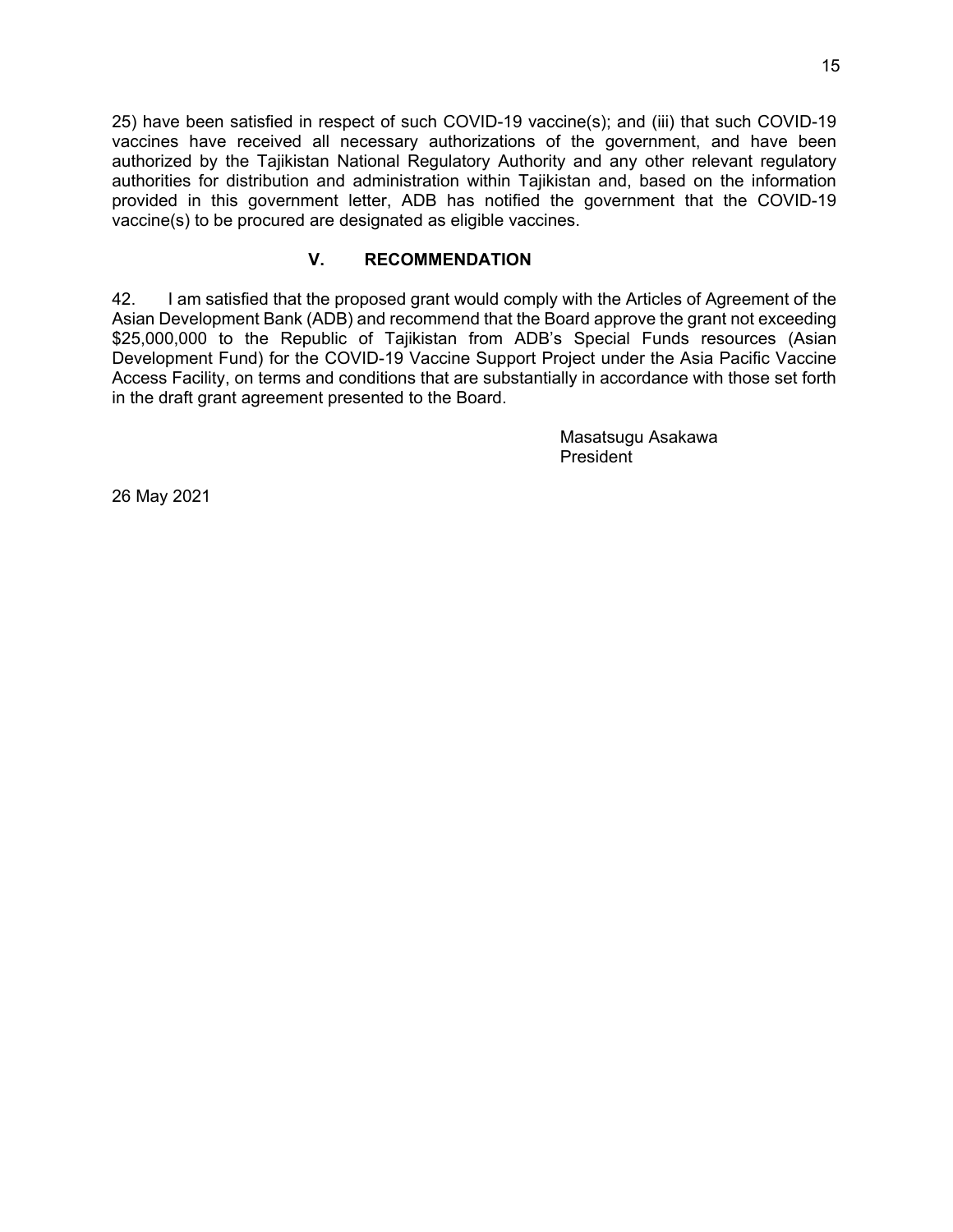25) have been satisfied in respect of such COVID-19 vaccine(s); and (iii) that such COVID-19 vaccines have received all necessary authorizations of the government, and have been authorized by the Tajikistan National Regulatory Authority and any other relevant regulatory authorities for distribution and administration within Tajikistan and, based on the information provided in this government letter, ADB has notified the government that the COVID-19 vaccine(s) to be procured are designated as eligible vaccines.

## V. RECOMMENDATION

42. I am satisfied that the proposed grant would comply with the Articles of Agreement of the Asian Development Bank (ADB) and recommend that the Board approve the grant not exceeding $25,000,000 to the Republic of Tajikistan from ADB's Special Funds resources (Asian Development Fund) for the COVID-19 Vaccine Support Project under the Asia Pacific Vaccine Access Facility, on terms and conditions that are substantially in accordance with those set forth in the draft grant agreement presented to the Board.

Masatsugu Asakawa
President

26 May 2021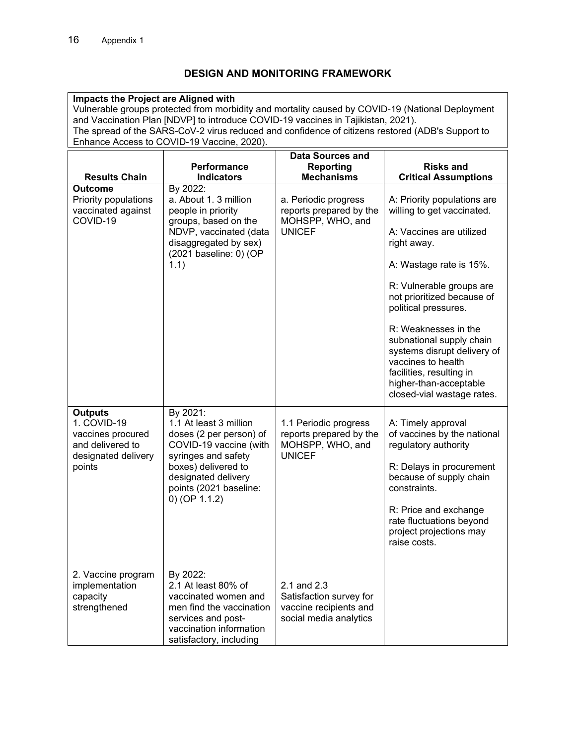## DESIGN AND MONITORING FRAMEWORK

**Impacts the Project are Aligned with**
Vulnerable groups protected from morbidity and mortality caused by COVID-19 (National Deployment and Vaccination Plan [NDVP] to introduce COVID-19 vaccines in Tajikistan, 2021).
The spread of the SARS-CoV-2 virus reduced and confidence of citizens restored (ADB's Support to Enhance Access to COVID-19 Vaccine, 2020).

| Results Chain | Performance Indicators | Data Sources and Reporting Mechanisms | Risks and Critical Assumptions |
|---|---|---|---|
| **Outcome**<br>Priority populations vaccinated against COVID-19 | By 2022:<br>a. About 1. 3 million people in priority groups, based on the NDVP, vaccinated (data disaggregated by sex) (2021 baseline: 0) (OP 1.1) | a. Periodic progress reports prepared by the MOHSPP, WHO, and UNICEF | A: Priority populations are willing to get vaccinated.<br><br>A: Vaccines are utilized right away.<br><br>A: Wastage rate is 15%.<br><br>R: Vulnerable groups are not prioritized because of political pressures.<br><br>R: Weaknesses in the subnational supply chain systems disrupt delivery of vaccines to health facilities, resulting in higher-than-acceptable closed-vial wastage rates. |
| **Outputs**<br>1. COVID-19 vaccines procured and delivered to designated delivery points | By 2021:<br>1.1 At least 3 million doses (2 per person) of COVID-19 vaccine (with syringes and safety boxes) delivered to designated delivery points (2021 baseline: 0) (OP 1.1.2) | 1.1 Periodic progress reports prepared by the MOHSPP, WHO, and UNICEF | A: Timely approval of vaccines by the national regulatory authority<br><br>R: Delays in procurement because of supply chain constraints.<br><br>R: Price and exchange rate fluctuations beyond project projections may raise costs. |
| 2. Vaccine program implementation capacity strengthened | By 2022:<br>2.1 At least 80% of vaccinated women and men find the vaccination services and post-vaccination information satisfactory, including | 2.1 and 2.3 Satisfaction survey for vaccine recipients and social media analytics | |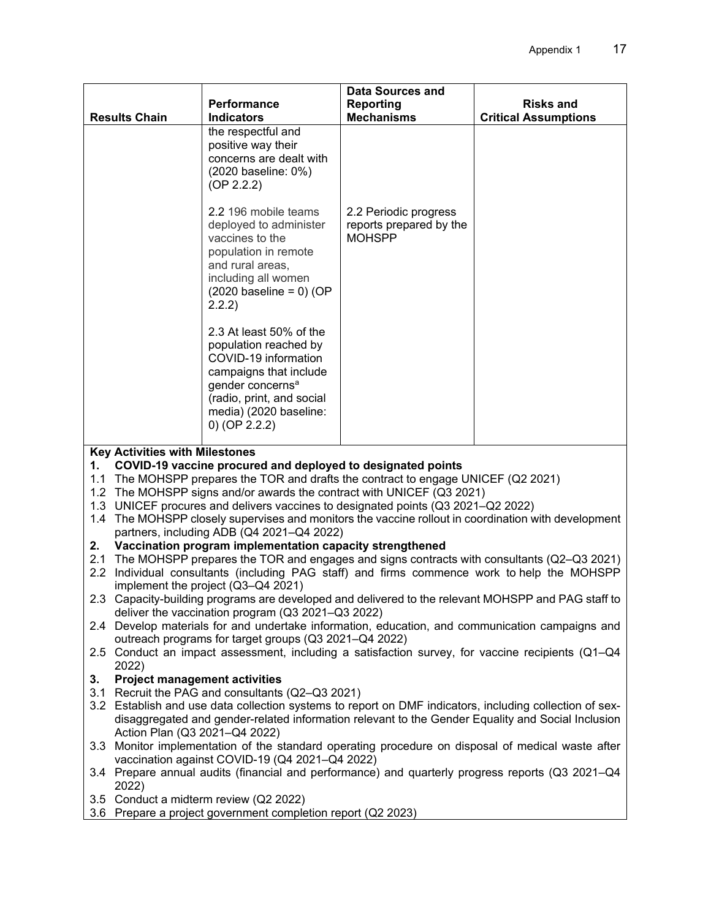| Results Chain | Performance Indicators | Data Sources and Reporting Mechanisms | Risks and Critical Assumptions |
|---|---|---|---|
| | the respectful and positive way their concerns are dealt with (2020 baseline: 0%) (OP 2.2.2) | | |
| | 2.2 196 mobile teams deployed to administer vaccines to the population in remote and rural areas, including all women (2020 baseline = 0) (OP 2.2.2) | 2.2 Periodic progress reports prepared by the MOHSPP | |
| | 2.3 At least 50% of the population reached by COVID-19 information campaigns that include gender concerns[a] (radio, print, and social media) (2020 baseline: 0) (OP 2.2.2) | | |

**Key Activities with Milestones**

**1. COVID-19 vaccine procured and deployed to designated points**

1.1 The MOHSPP prepares the TOR and drafts the contract to engage UNICEF (Q2 2021)
1.2 The MOHSPP signs and/or awards the contract with UNICEF (Q3 2021)
1.3 UNICEF procures and delivers vaccines to designated points (Q3 2021–Q2 2022)
1.4 The MOHSPP closely supervises and monitors the vaccine rollout in coordination with development partners, including ADB (Q4 2021–Q4 2022)

**2. Vaccination program implementation capacity strengthened**

2.1 The MOHSPP prepares the TOR and engages and signs contracts with consultants (Q2–Q3 2021)
2.2 Individual consultants (including PAG staff) and firms commence work to help the MOHSPP implement the project (Q3–Q4 2021)
2.3 Capacity-building programs are developed and delivered to the relevant MOHSPP and PAG staff to deliver the vaccination program (Q3 2021–Q3 2022)
2.4 Develop materials for and undertake information, education, and communication campaigns and outreach programs for target groups (Q3 2021–Q4 2022)
2.5 Conduct an impact assessment, including a satisfaction survey, for vaccine recipients (Q1–Q4 2022)

**3. Project management activities**

3.1 Recruit the PAG and consultants (Q2–Q3 2021)
3.2 Establish and use data collection systems to report on DMF indicators, including collection of sex-disaggregated and gender-related information relevant to the Gender Equality and Social Inclusion Action Plan (Q3 2021–Q4 2022)
3.3 Monitor implementation of the standard operating procedure on disposal of medical waste after vaccination against COVID-19 (Q4 2021–Q4 2022)
3.4 Prepare annual audits (financial and performance) and quarterly progress reports (Q3 2021–Q4 2022)
3.5 Conduct a midterm review (Q2 2022)
3.6 Prepare a project government completion report (Q2 2023)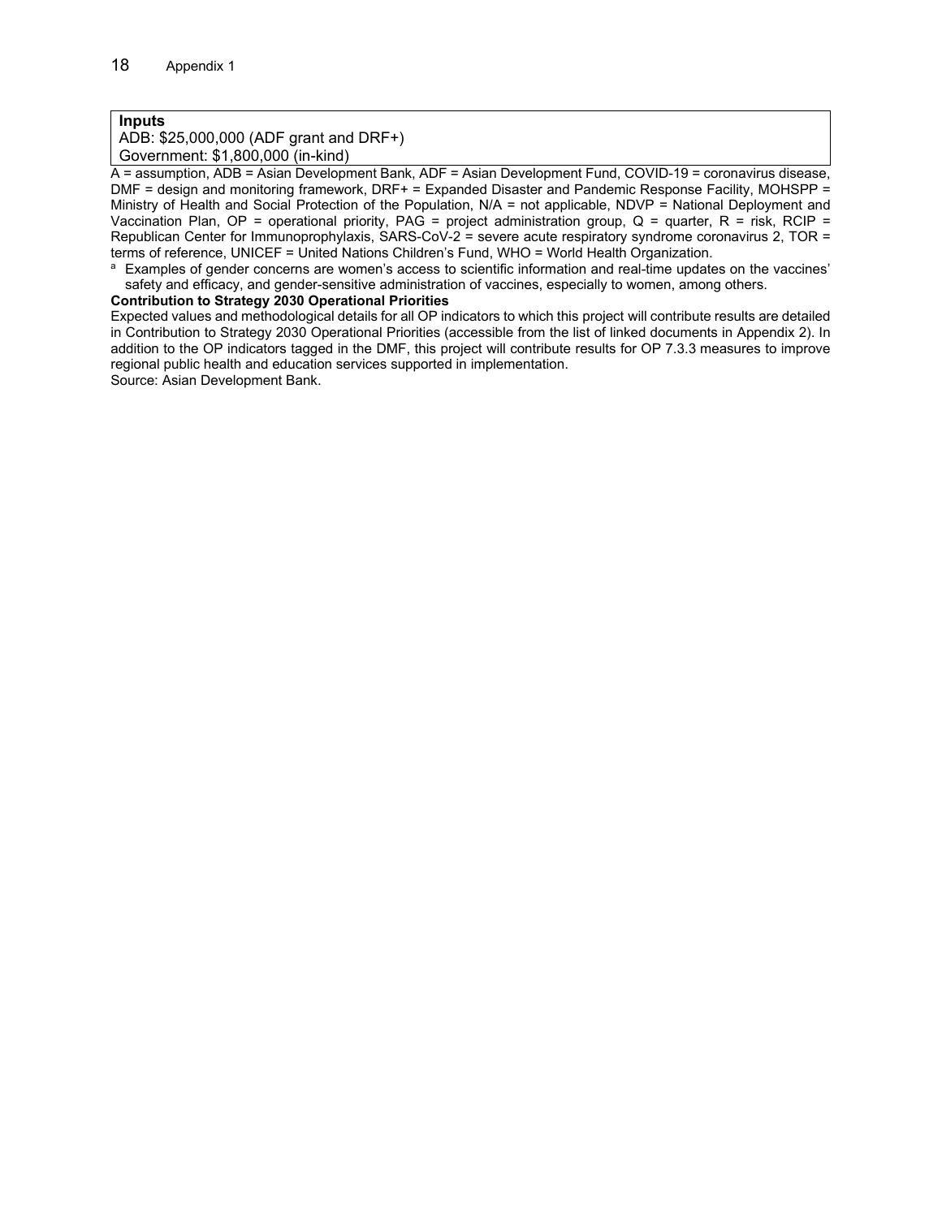| Inputs |
|---|
| ADB: $25,000,000 (ADF grant and DRF+) |
| Government: $1,800,000 (in-kind) |

A = assumption, ADB = Asian Development Bank, ADF = Asian Development Fund, COVID-19 = coronavirus disease, DMF = design and monitoring framework, DRF+ = Expanded Disaster and Pandemic Response Facility, MOHSPP = Ministry of Health and Social Protection of the Population, N/A = not applicable, NDVP = National Deployment and Vaccination Plan, OP = operational priority, PAG = project administration group, Q = quarter, R = risk, RCIP = Republican Center for Immunoprophylaxis, SARS-CoV-2 = severe acute respiratory syndrome coronavirus 2, TOR = terms of reference, UNICEF = United Nations Children's Fund, WHO = World Health Organization.

[a] Examples of gender concerns are women's access to scientific information and real-time updates on the vaccines' safety and efficacy, and gender-sensitive administration of vaccines, especially to women, among others.

**Contribution to Strategy 2030 Operational Priorities**

Expected values and methodological details for all OP indicators to which this project will contribute results are detailed in Contribution to Strategy 2030 Operational Priorities (accessible from the list of linked documents in Appendix 2). In addition to the OP indicators tagged in the DMF, this project will contribute results for OP 7.3.3 measures to improve regional public health and education services supported in implementation.

Source: Asian Development Bank.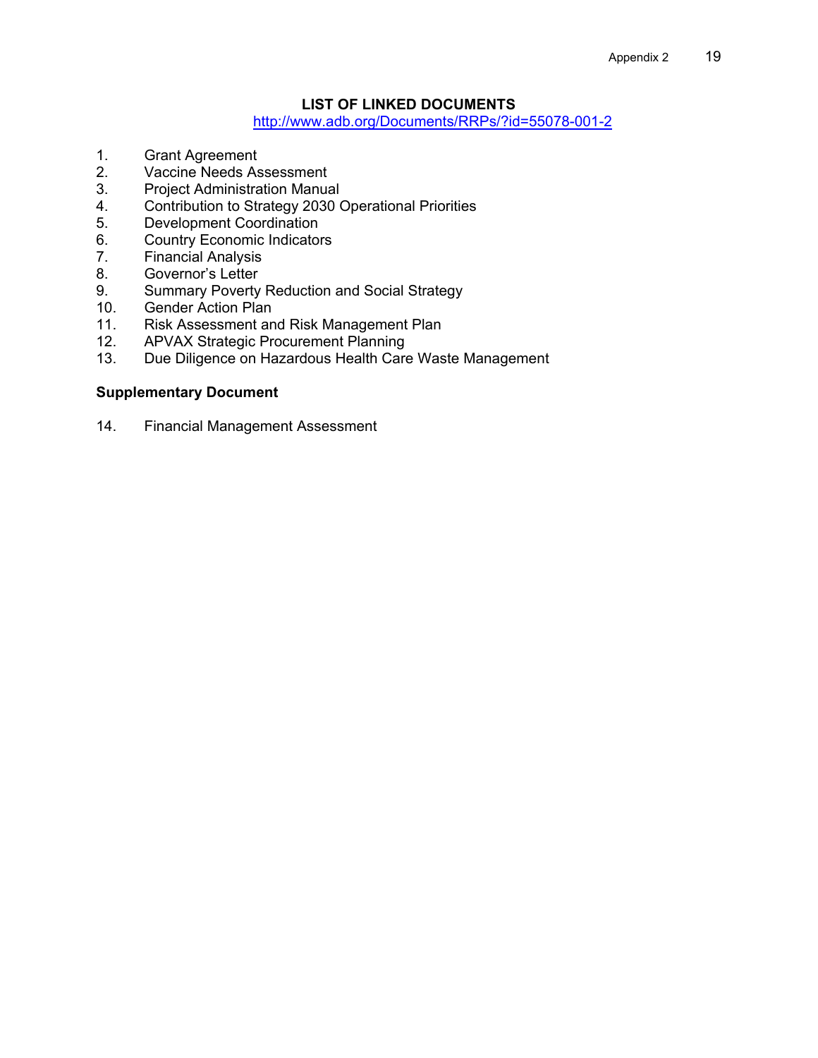# LIST OF LINKED DOCUMENTS

http://www.adb.org/Documents/RRPs/?id=55078-001-2

1. Grant Agreement
2. Vaccine Needs Assessment
3. Project Administration Manual
4. Contribution to Strategy 2030 Operational Priorities
5. Development Coordination
6. Country Economic Indicators
7. Financial Analysis
8. Governor's Letter
9. Summary Poverty Reduction and Social Strategy
10. Gender Action Plan
11. Risk Assessment and Risk Management Plan
12. APVAX Strategic Procurement Planning
13. Due Diligence on Hazardous Health Care Waste Management

**Supplementary Document**

14. Financial Management Assessment